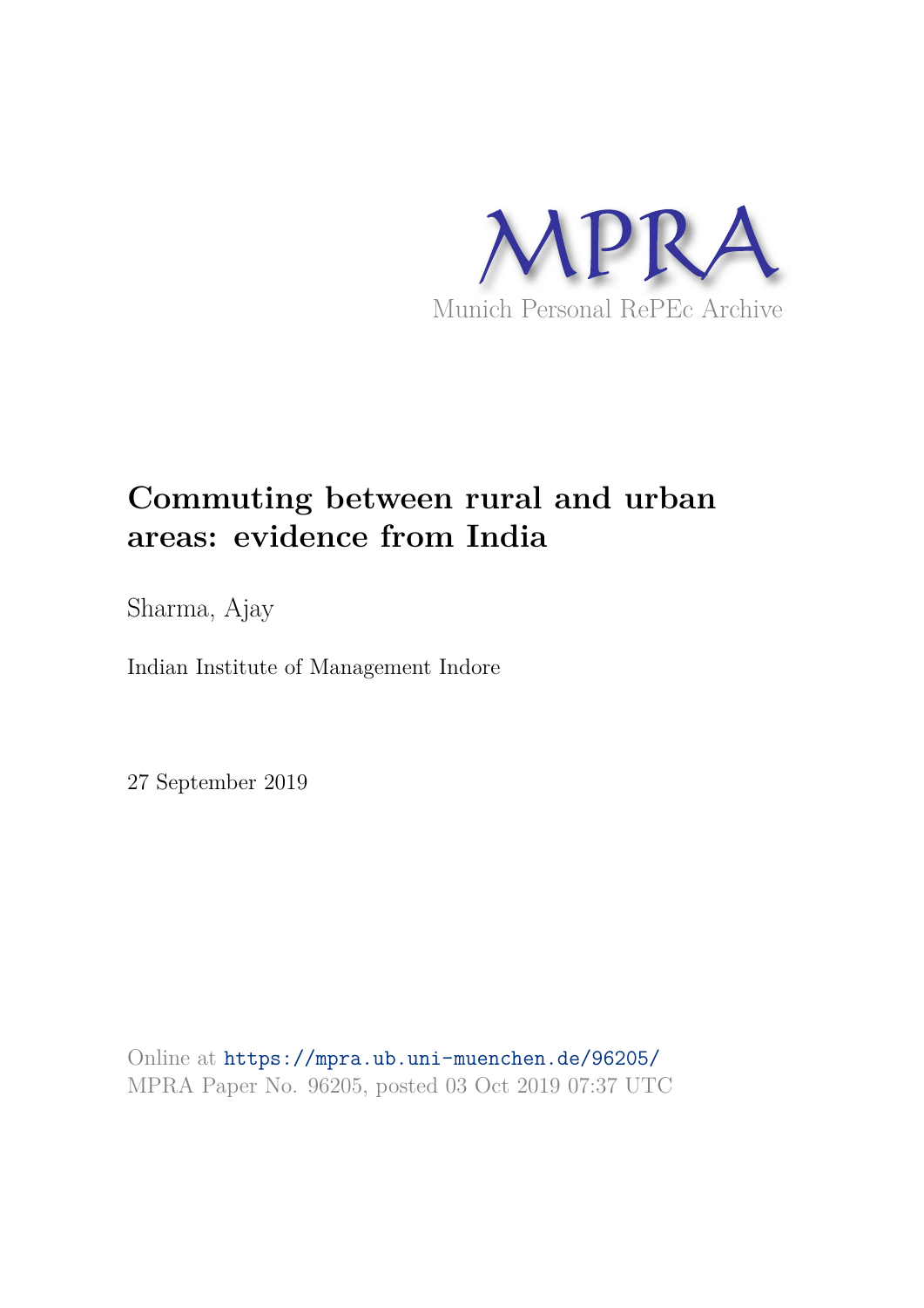MPRA

Munich Personal RePEc Archive

# Commuting between rural and urban areas: evidence from India

Sharma, Ajay

Indian Institute of Management Indore

27 September 2019

Online at https://mpra.ub.uni-muenchen.de/96205/
MPRA Paper No. 96205, posted 03 Oct 2019 07:37 UTC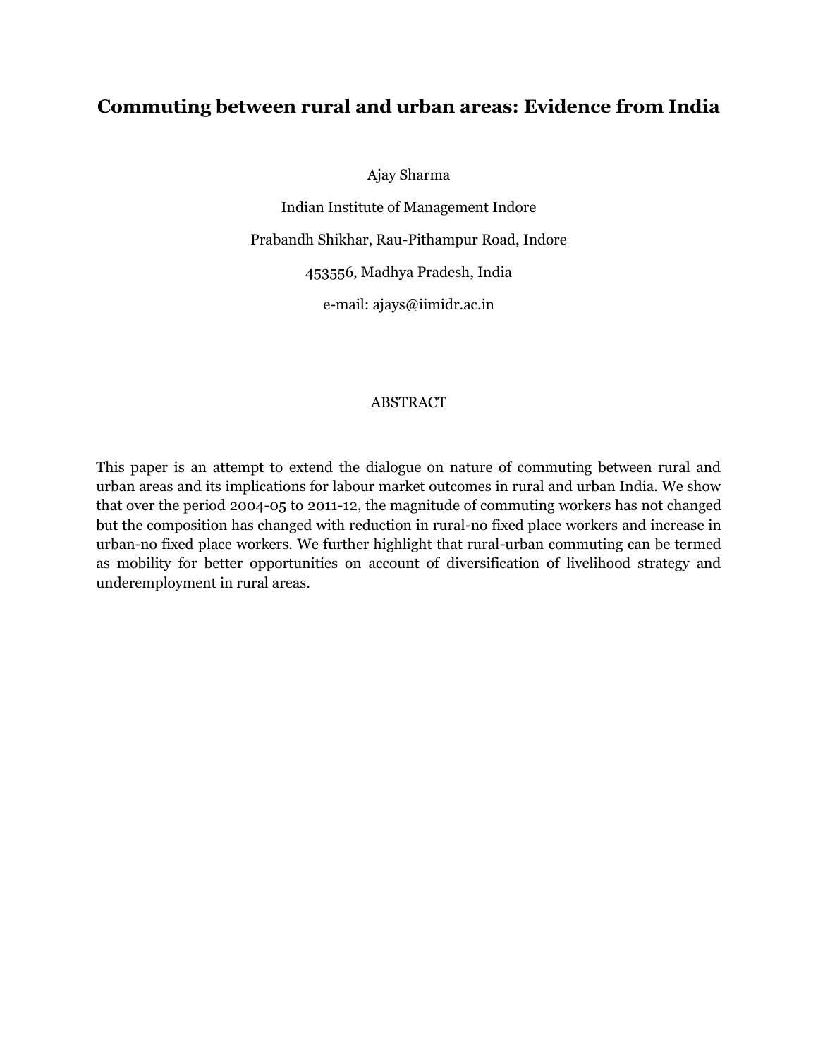# Commuting between rural and urban areas: Evidence from India

Ajay Sharma

Indian Institute of Management Indore

Prabandh Shikhar, Rau-Pithampur Road, Indore

453556, Madhya Pradesh, India

e-mail: ajays@iimidr.ac.in

## ABSTRACT

This paper is an attempt to extend the dialogue on nature of commuting between rural and urban areas and its implications for labour market outcomes in rural and urban India. We show that over the period 2004-05 to 2011-12, the magnitude of commuting workers has not changed but the composition has changed with reduction in rural-no fixed place workers and increase in urban-no fixed place workers. We further highlight that rural-urban commuting can be termed as mobility for better opportunities on account of diversification of livelihood strategy and underemployment in rural areas.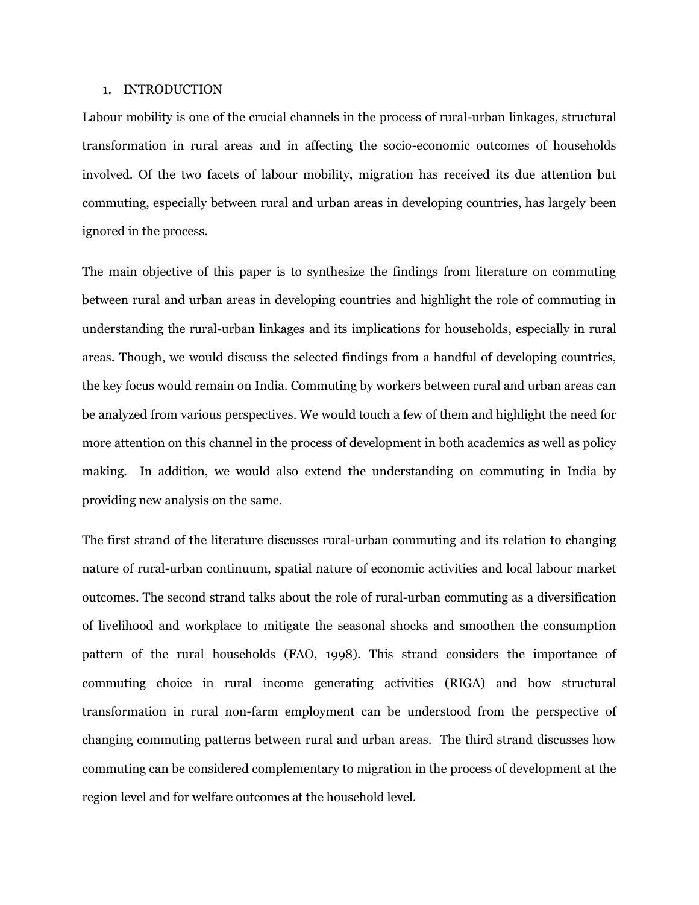# 1. INTRODUCTION

Labour mobility is one of the crucial channels in the process of rural-urban linkages, structural transformation in rural areas and in affecting the socio-economic outcomes of households involved. Of the two facets of labour mobility, migration has received its due attention but commuting, especially between rural and urban areas in developing countries, has largely been ignored in the process.

The main objective of this paper is to synthesize the findings from literature on commuting between rural and urban areas in developing countries and highlight the role of commuting in understanding the rural-urban linkages and its implications for households, especially in rural areas. Though, we would discuss the selected findings from a handful of developing countries, the key focus would remain on India. Commuting by workers between rural and urban areas can be analyzed from various perspectives. We would touch a few of them and highlight the need for more attention on this channel in the process of development in both academics as well as policy making. In addition, we would also extend the understanding on commuting in India by providing new analysis on the same.

The first strand of the literature discusses rural-urban commuting and its relation to changing nature of rural-urban continuum, spatial nature of economic activities and local labour market outcomes. The second strand talks about the role of rural-urban commuting as a diversification of livelihood and workplace to mitigate the seasonal shocks and smoothen the consumption pattern of the rural households (FAO, 1998). This strand considers the importance of commuting choice in rural income generating activities (RIGA) and how structural transformation in rural non-farm employment can be understood from the perspective of changing commuting patterns between rural and urban areas. The third strand discusses how commuting can be considered complementary to migration in the process of development at the region level and for welfare outcomes at the household level.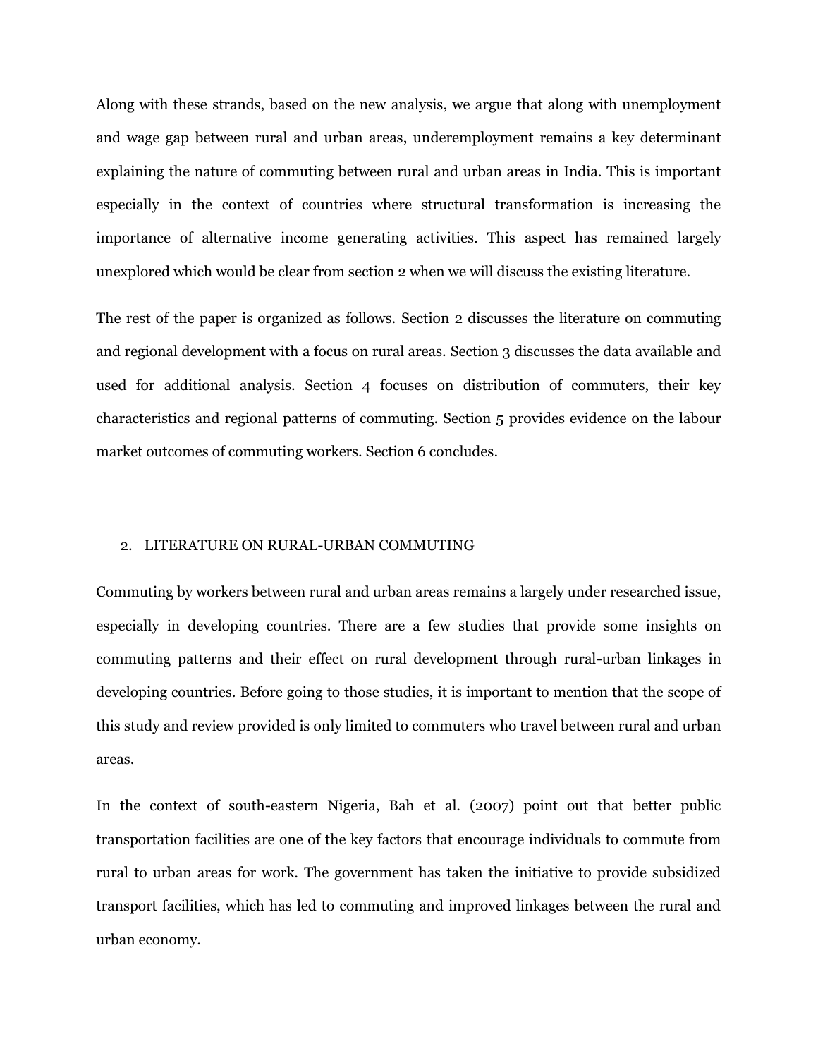Along with these strands, based on the new analysis, we argue that along with unemployment and wage gap between rural and urban areas, underemployment remains a key determinant explaining the nature of commuting between rural and urban areas in India. This is important especially in the context of countries where structural transformation is increasing the importance of alternative income generating activities. This aspect has remained largely unexplored which would be clear from section 2 when we will discuss the existing literature.

The rest of the paper is organized as follows. Section 2 discusses the literature on commuting and regional development with a focus on rural areas. Section 3 discusses the data available and used for additional analysis. Section 4 focuses on distribution of commuters, their key characteristics and regional patterns of commuting. Section 5 provides evidence on the labour market outcomes of commuting workers. Section 6 concludes.

## 2. LITERATURE ON RURAL-URBAN COMMUTING

Commuting by workers between rural and urban areas remains a largely under researched issue, especially in developing countries. There are a few studies that provide some insights on commuting patterns and their effect on rural development through rural-urban linkages in developing countries. Before going to those studies, it is important to mention that the scope of this study and review provided is only limited to commuters who travel between rural and urban areas.

In the context of south-eastern Nigeria, Bah et al. (2007) point out that better public transportation facilities are one of the key factors that encourage individuals to commute from rural to urban areas for work. The government has taken the initiative to provide subsidized transport facilities, which has led to commuting and improved linkages between the rural and urban economy.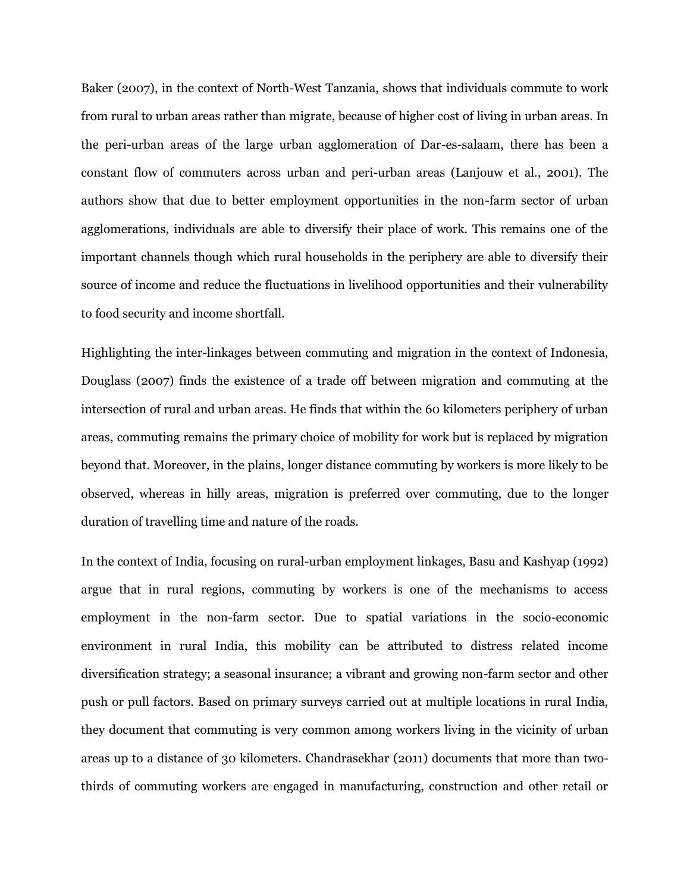Baker (2007), in the context of North-West Tanzania, shows that individuals commute to work from rural to urban areas rather than migrate, because of higher cost of living in urban areas. In the peri-urban areas of the large urban agglomeration of Dar-es-salaam, there has been a constant flow of commuters across urban and peri-urban areas (Lanjouw et al., 2001). The authors show that due to better employment opportunities in the non-farm sector of urban agglomerations, individuals are able to diversify their place of work. This remains one of the important channels though which rural households in the periphery are able to diversify their source of income and reduce the fluctuations in livelihood opportunities and their vulnerability to food security and income shortfall.

Highlighting the inter-linkages between commuting and migration in the context of Indonesia, Douglass (2007) finds the existence of a trade off between migration and commuting at the intersection of rural and urban areas. He finds that within the 60 kilometers periphery of urban areas, commuting remains the primary choice of mobility for work but is replaced by migration beyond that. Moreover, in the plains, longer distance commuting by workers is more likely to be observed, whereas in hilly areas, migration is preferred over commuting, due to the longer duration of travelling time and nature of the roads.

In the context of India, focusing on rural-urban employment linkages, Basu and Kashyap (1992) argue that in rural regions, commuting by workers is one of the mechanisms to access employment in the non-farm sector. Due to spatial variations in the socio-economic environment in rural India, this mobility can be attributed to distress related income diversification strategy; a seasonal insurance; a vibrant and growing non-farm sector and other push or pull factors. Based on primary surveys carried out at multiple locations in rural India, they document that commuting is very common among workers living in the vicinity of urban areas up to a distance of 30 kilometers. Chandrasekhar (2011) documents that more than two-thirds of commuting workers are engaged in manufacturing, construction and other retail or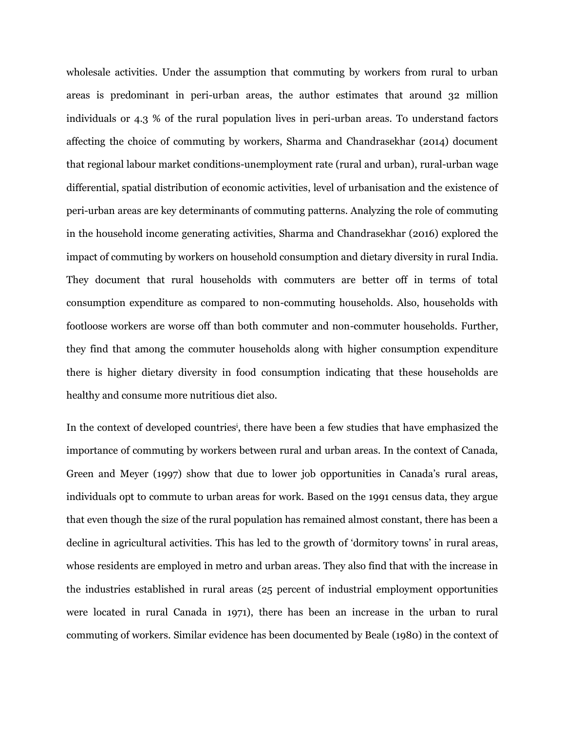wholesale activities. Under the assumption that commuting by workers from rural to urban areas is predominant in peri-urban areas, the author estimates that around 32 million individuals or 4.3 % of the rural population lives in peri-urban areas. To understand factors affecting the choice of commuting by workers, Sharma and Chandrasekhar (2014) document that regional labour market conditions-unemployment rate (rural and urban), rural-urban wage differential, spatial distribution of economic activities, level of urbanisation and the existence of peri-urban areas are key determinants of commuting patterns. Analyzing the role of commuting in the household income generating activities, Sharma and Chandrasekhar (2016) explored the impact of commuting by workers on household consumption and dietary diversity in rural India. They document that rural households with commuters are better off in terms of total consumption expenditure as compared to non-commuting households. Also, households with footloose workers are worse off than both commuter and non-commuter households. Further, they find that among the commuter households along with higher consumption expenditure there is higher dietary diversity in food consumption indicating that these households are healthy and consume more nutritious diet also.

In the context of developed countries[i], there have been a few studies that have emphasized the importance of commuting by workers between rural and urban areas. In the context of Canada, Green and Meyer (1997) show that due to lower job opportunities in Canada's rural areas, individuals opt to commute to urban areas for work. Based on the 1991 census data, they argue that even though the size of the rural population has remained almost constant, there has been a decline in agricultural activities. This has led to the growth of 'dormitory towns' in rural areas, whose residents are employed in metro and urban areas. They also find that with the increase in the industries established in rural areas (25 percent of industrial employment opportunities were located in rural Canada in 1971), there has been an increase in the urban to rural commuting of workers. Similar evidence has been documented by Beale (1980) in the context of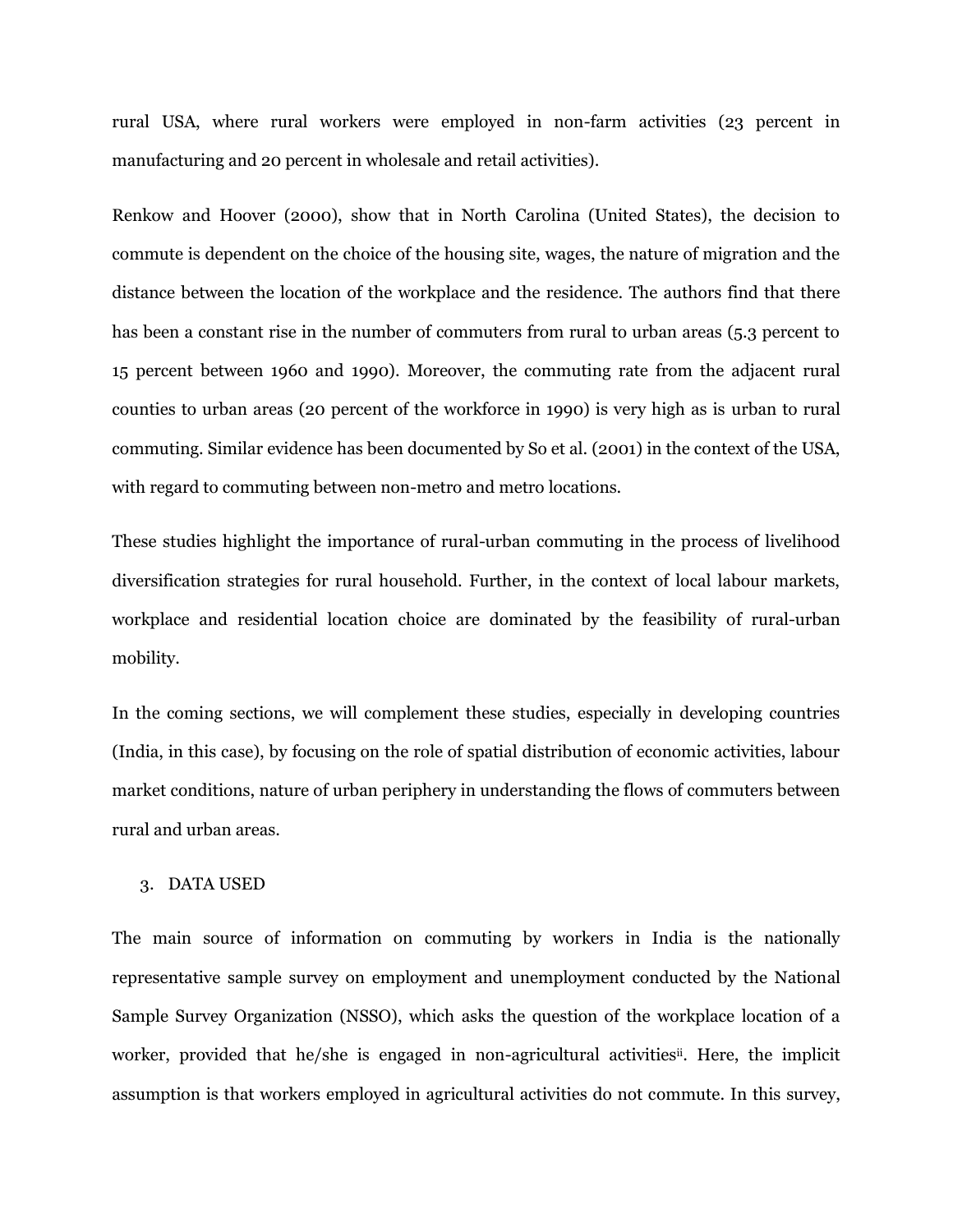rural USA, where rural workers were employed in non-farm activities (23 percent in manufacturing and 20 percent in wholesale and retail activities).

Renkow and Hoover (2000), show that in North Carolina (United States), the decision to commute is dependent on the choice of the housing site, wages, the nature of migration and the distance between the location of the workplace and the residence. The authors find that there has been a constant rise in the number of commuters from rural to urban areas (5.3 percent to 15 percent between 1960 and 1990). Moreover, the commuting rate from the adjacent rural counties to urban areas (20 percent of the workforce in 1990) is very high as is urban to rural commuting. Similar evidence has been documented by So et al. (2001) in the context of the USA, with regard to commuting between non-metro and metro locations.

These studies highlight the importance of rural-urban commuting in the process of livelihood diversification strategies for rural household. Further, in the context of local labour markets, workplace and residential location choice are dominated by the feasibility of rural-urban mobility.

In the coming sections, we will complement these studies, especially in developing countries (India, in this case), by focusing on the role of spatial distribution of economic activities, labour market conditions, nature of urban periphery in understanding the flows of commuters between rural and urban areas.

## 3. DATA USED

The main source of information on commuting by workers in India is the nationally representative sample survey on employment and unemployment conducted by the National Sample Survey Organization (NSSO), which asks the question of the workplace location of a worker, provided that he/she is engaged in non-agricultural activities[ii]. Here, the implicit assumption is that workers employed in agricultural activities do not commute. In this survey,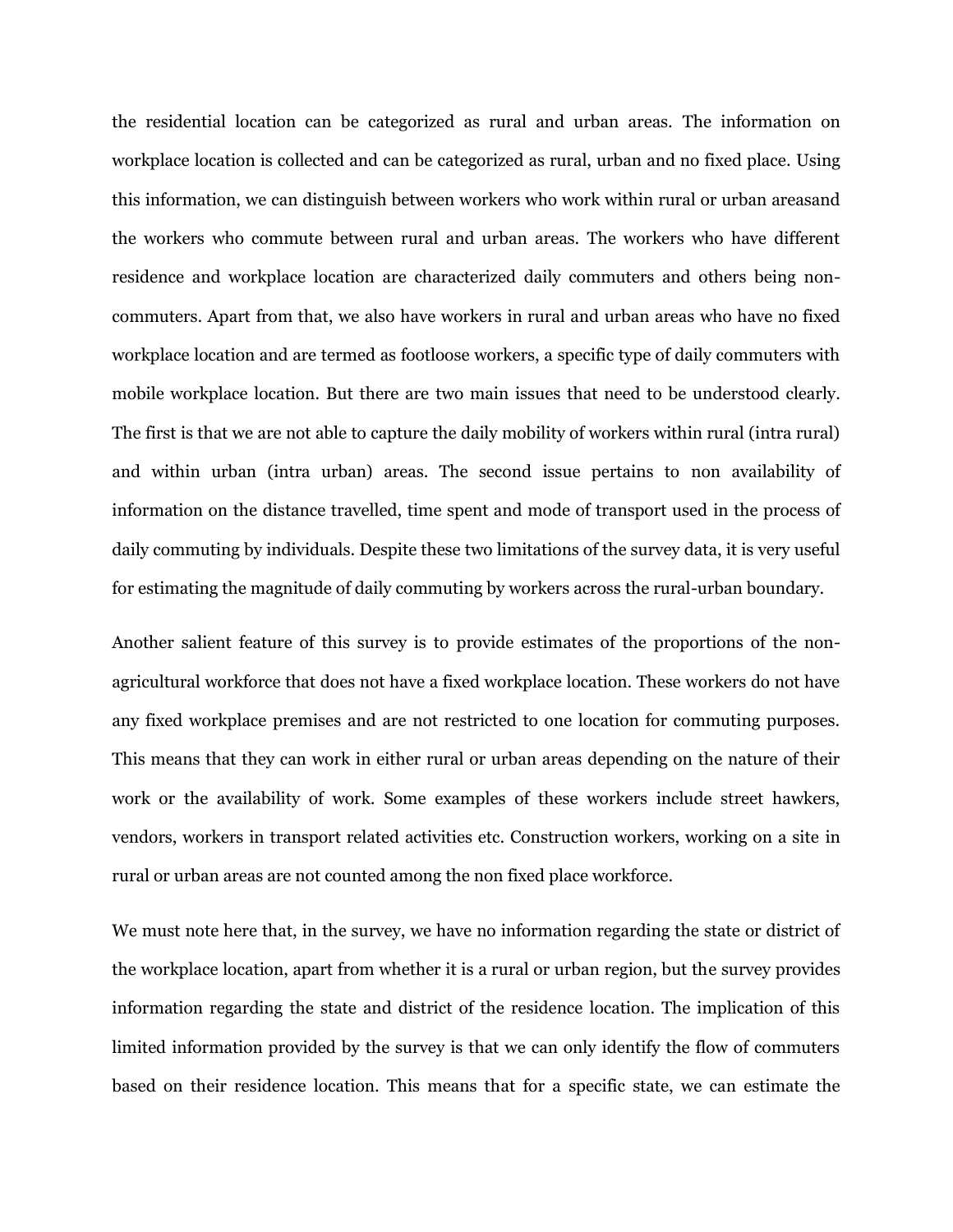the residential location can be categorized as rural and urban areas. The information on workplace location is collected and can be categorized as rural, urban and no fixed place. Using this information, we can distinguish between workers who work within rural or urban areasand the workers who commute between rural and urban areas. The workers who have different residence and workplace location are characterized daily commuters and others being non-commuters. Apart from that, we also have workers in rural and urban areas who have no fixed workplace location and are termed as footloose workers, a specific type of daily commuters with mobile workplace location. But there are two main issues that need to be understood clearly. The first is that we are not able to capture the daily mobility of workers within rural (intra rural) and within urban (intra urban) areas. The second issue pertains to non availability of information on the distance travelled, time spent and mode of transport used in the process of daily commuting by individuals. Despite these two limitations of the survey data, it is very useful for estimating the magnitude of daily commuting by workers across the rural-urban boundary.

Another salient feature of this survey is to provide estimates of the proportions of the non-agricultural workforce that does not have a fixed workplace location. These workers do not have any fixed workplace premises and are not restricted to one location for commuting purposes. This means that they can work in either rural or urban areas depending on the nature of their work or the availability of work. Some examples of these workers include street hawkers, vendors, workers in transport related activities etc. Construction workers, working on a site in rural or urban areas are not counted among the non fixed place workforce.

We must note here that, in the survey, we have no information regarding the state or district of the workplace location, apart from whether it is a rural or urban region, but the survey provides information regarding the state and district of the residence location. The implication of this limited information provided by the survey is that we can only identify the flow of commuters based on their residence location. This means that for a specific state, we can estimate the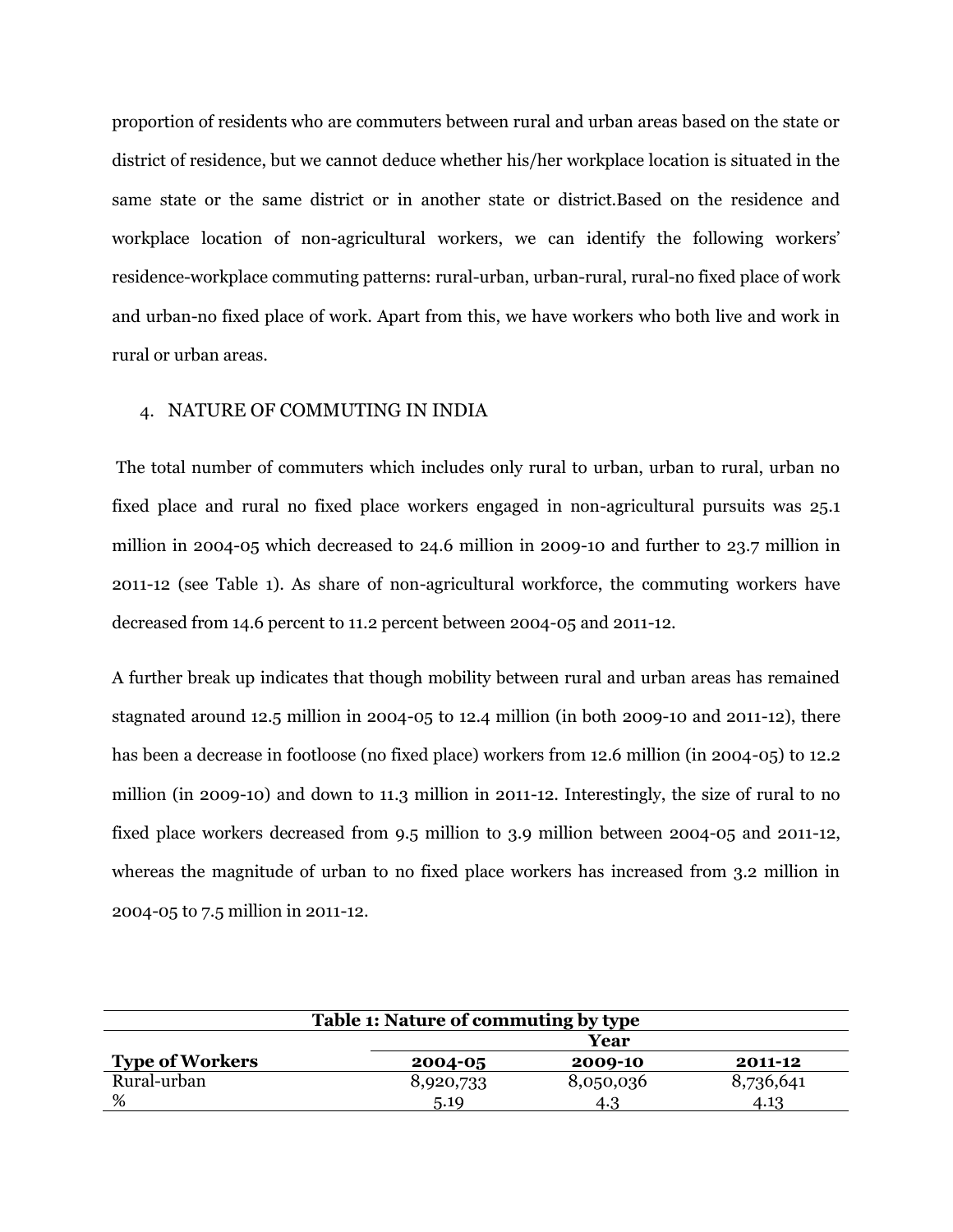proportion of residents who are commuters between rural and urban areas based on the state or district of residence, but we cannot deduce whether his/her workplace location is situated in the same state or the same district or in another state or district.Based on the residence and workplace location of non-agricultural workers, we can identify the following workers' residence-workplace commuting patterns: rural-urban, urban-rural, rural-no fixed place of work and urban-no fixed place of work. Apart from this, we have workers who both live and work in rural or urban areas.

## 4. NATURE OF COMMUTING IN INDIA

The total number of commuters which includes only rural to urban, urban to rural, urban no fixed place and rural no fixed place workers engaged in non-agricultural pursuits was 25.1 million in 2004-05 which decreased to 24.6 million in 2009-10 and further to 23.7 million in 2011-12 (see Table 1). As share of non-agricultural workforce, the commuting workers have decreased from 14.6 percent to 11.2 percent between 2004-05 and 2011-12.

A further break up indicates that though mobility between rural and urban areas has remained stagnated around 12.5 million in 2004-05 to 12.4 million (in both 2009-10 and 2011-12), there has been a decrease in footloose (no fixed place) workers from 12.6 million (in 2004-05) to 12.2 million (in 2009-10) and down to 11.3 million in 2011-12. Interestingly, the size of rural to no fixed place workers decreased from 9.5 million to 3.9 million between 2004-05 and 2011-12, whereas the magnitude of urban to no fixed place workers has increased from 3.2 million in 2004-05 to 7.5 million in 2011-12.

**Table 1: Nature of commuting by type**

| | **Year** | | |
|---|---|---|---|
| **Type of Workers** | **2004-05** | **2009-10** | **2011-12** |
| Rural-urban | 8,920,733 | 8,050,036 | 8,736,641 |
| % | 5.19 | 4.3 | 4.13 |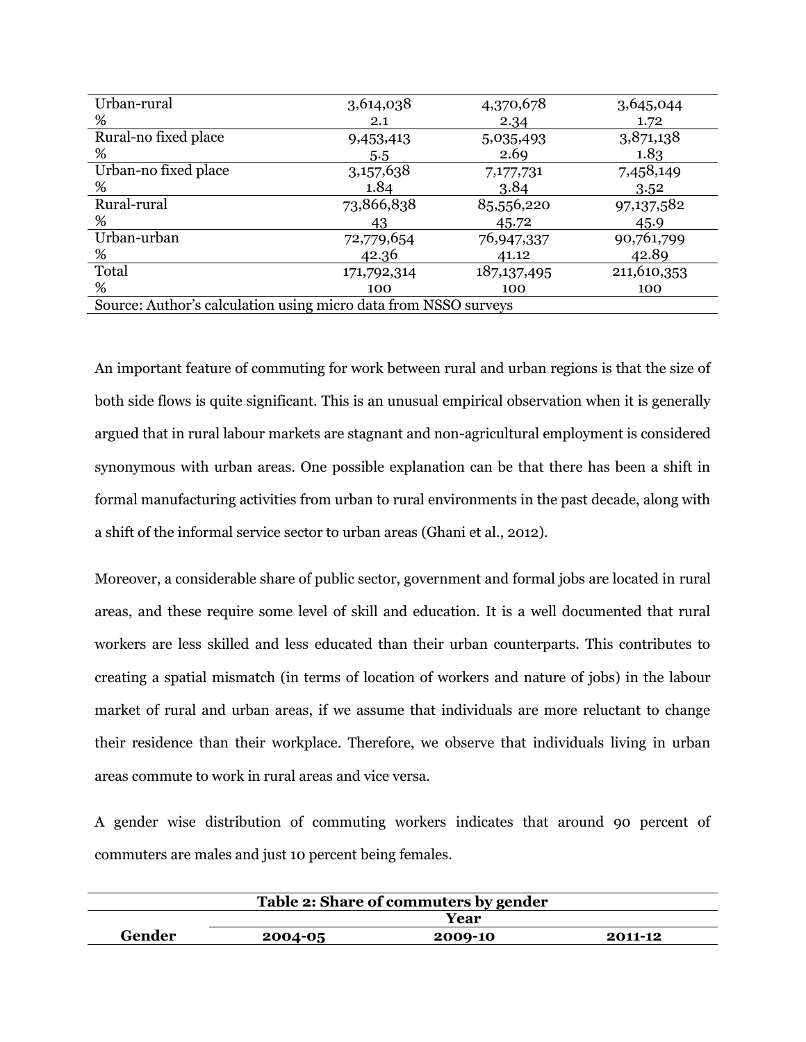| | | | |
|---|---|---|---|
| Urban-rural | 3,614,038 | 4,370,678 | 3,645,044 |
| % | 2.1 | 2.34 | 1.72 |
| Rural-no fixed place | 9,453,413 | 5,035,493 | 3,871,138 |
| % | 5.5 | 2.69 | 1.83 |
| Urban-no fixed place | 3,157,638 | 7,177,731 | 7,458,149 |
| % | 1.84 | 3.84 | 3.52 |
| Rural-rural | 73,866,838 | 85,556,220 | 97,137,582 |
| % | 43 | 45.72 | 45.9 |
| Urban-urban | 72,779,654 | 76,947,337 | 90,761,799 |
| % | 42.36 | 41.12 | 42.89 |
| Total | 171,792,314 | 187,137,495 | 211,610,353 |
| % | 100 | 100 | 100 |

Source: Author's calculation using micro data from NSSO surveys

An important feature of commuting for work between rural and urban regions is that the size of both side flows is quite significant. This is an unusual empirical observation when it is generally argued that in rural labour markets are stagnant and non-agricultural employment is considered synonymous with urban areas. One possible explanation can be that there has been a shift in formal manufacturing activities from urban to rural environments in the past decade, along with a shift of the informal service sector to urban areas (Ghani et al., 2012).

Moreover, a considerable share of public sector, government and formal jobs are located in rural areas, and these require some level of skill and education. It is a well documented that rural workers are less skilled and less educated than their urban counterparts. This contributes to creating a spatial mismatch (in terms of location of workers and nature of jobs) in the labour market of rural and urban areas, if we assume that individuals are more reluctant to change their residence than their workplace. Therefore, we observe that individuals living in urban areas commute to work in rural areas and vice versa.

A gender wise distribution of commuting workers indicates that around 90 percent of commuters are males and just 10 percent being females.

**Table 2: Share of commuters by gender**

| | Year | | |
|---|---|---|---|
| **Gender** | **2004-05** | **2009-10** | **2011-12** |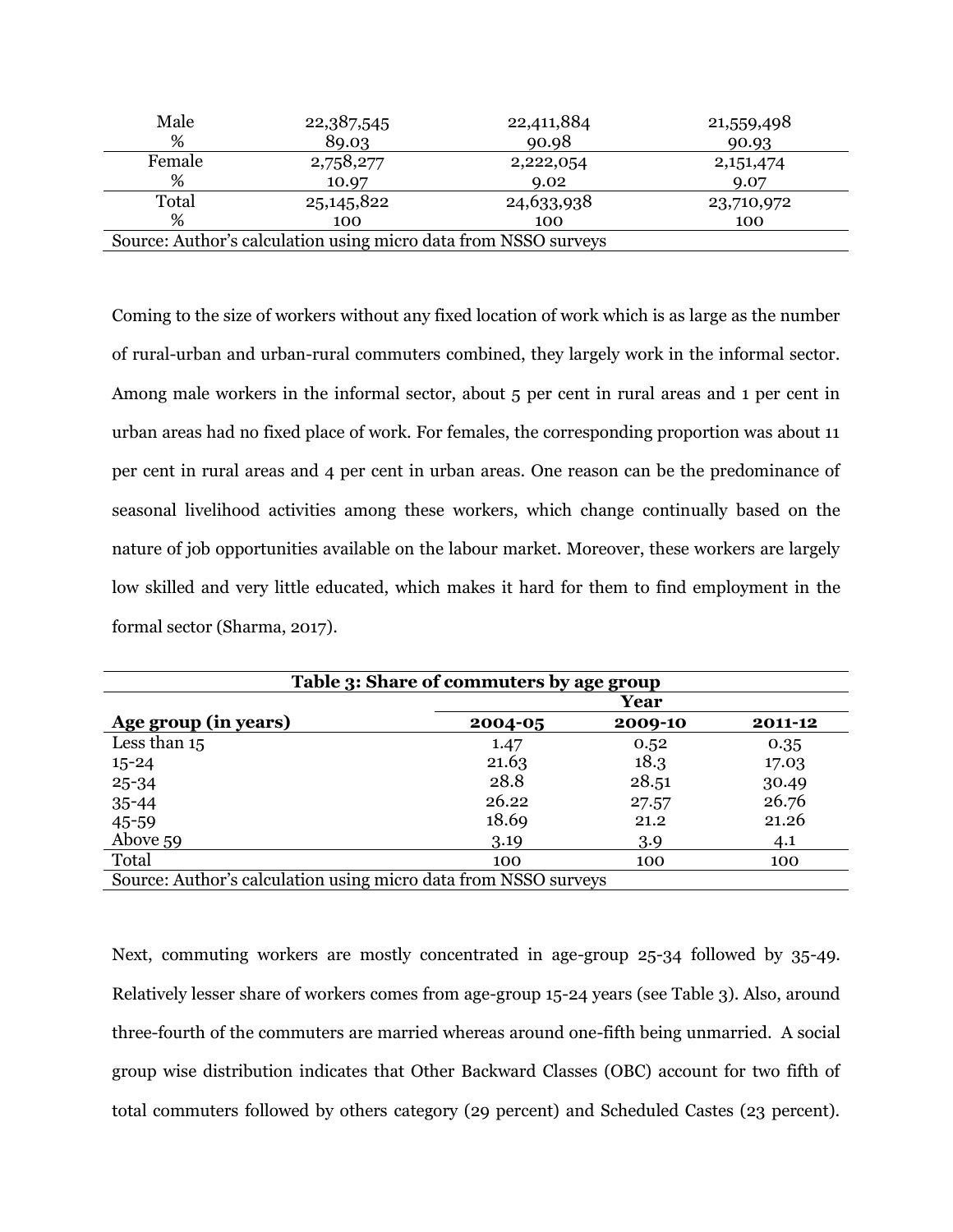| | | | |
|---|---|---|---|
| Male | 22,387,545 | 22,411,884 | 21,559,498 |
| % | 89.03 | 90.98 | 90.93 |
| Female | 2,758,277 | 2,222,054 | 2,151,474 |
| % | 10.97 | 9.02 | 9.07 |
| Total | 25,145,822 | 24,633,938 | 23,710,972 |
| % | 100 | 100 | 100 |

Source: Author's calculation using micro data from NSSO surveys

Coming to the size of workers without any fixed location of work which is as large as the number of rural-urban and urban-rural commuters combined, they largely work in the informal sector. Among male workers in the informal sector, about 5 per cent in rural areas and 1 per cent in urban areas had no fixed place of work. For females, the corresponding proportion was about 11 per cent in rural areas and 4 per cent in urban areas. One reason can be the predominance of seasonal livelihood activities among these workers, which change continually based on the nature of job opportunities available on the labour market. Moreover, these workers are largely low skilled and very little educated, which makes it hard for them to find employment in the formal sector (Sharma, 2017).

**Table 3: Share of commuters by age group**

| | Year | | |
|---|---|---|---|
| **Age group (in years)** | **2004-05** | **2009-10** | **2011-12** |
| Less than 15 | 1.47 | 0.52 | 0.35 |
| 15-24 | 21.63 | 18.3 | 17.03 |
| 25-34 | 28.8 | 28.51 | 30.49 |
| 35-44 | 26.22 | 27.57 | 26.76 |
| 45-59 | 18.69 | 21.2 | 21.26 |
| Above 59 | 3.19 | 3.9 | 4.1 |
| Total | 100 | 100 | 100 |

Source: Author's calculation using micro data from NSSO surveys

Next, commuting workers are mostly concentrated in age-group 25-34 followed by 35-49. Relatively lesser share of workers comes from age-group 15-24 years (see Table 3). Also, around three-fourth of the commuters are married whereas around one-fifth being unmarried. A social group wise distribution indicates that Other Backward Classes (OBC) account for two fifth of total commuters followed by others category (29 percent) and Scheduled Castes (23 percent).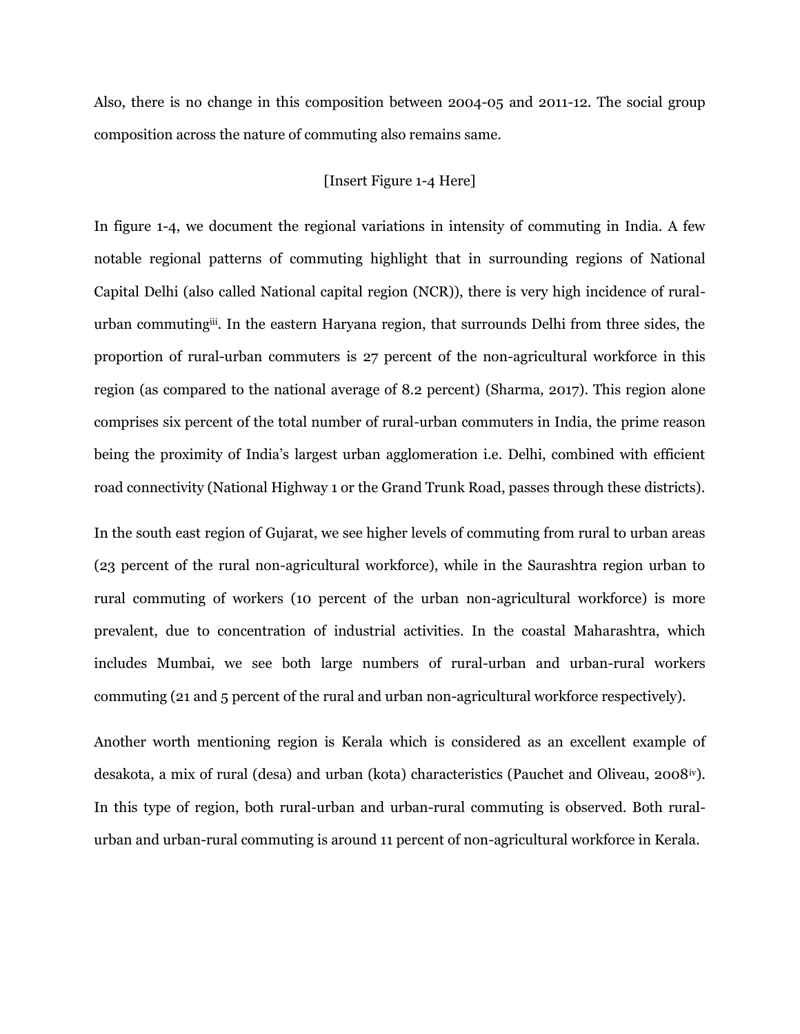Also, there is no change in this composition between 2004-05 and 2011-12. The social group composition across the nature of commuting also remains same.

[Insert Figure 1-4 Here]

In figure 1-4, we document the regional variations in intensity of commuting in India. A few notable regional patterns of commuting highlight that in surrounding regions of National Capital Delhi (also called National capital region (NCR)), there is very high incidence of rural-urban commuting[iii]. In the eastern Haryana region, that surrounds Delhi from three sides, the proportion of rural-urban commuters is 27 percent of the non-agricultural workforce in this region (as compared to the national average of 8.2 percent) (Sharma, 2017). This region alone comprises six percent of the total number of rural-urban commuters in India, the prime reason being the proximity of India's largest urban agglomeration i.e. Delhi, combined with efficient road connectivity (National Highway 1 or the Grand Trunk Road, passes through these districts).

In the south east region of Gujarat, we see higher levels of commuting from rural to urban areas (23 percent of the rural non-agricultural workforce), while in the Saurashtra region urban to rural commuting of workers (10 percent of the urban non-agricultural workforce) is more prevalent, due to concentration of industrial activities. In the coastal Maharashtra, which includes Mumbai, we see both large numbers of rural-urban and urban-rural workers commuting (21 and 5 percent of the rural and urban non-agricultural workforce respectively).

Another worth mentioning region is Kerala which is considered as an excellent example of desakota, a mix of rural (desa) and urban (kota) characteristics (Pauchet and Oliveau, 2008[iv]). In this type of region, both rural-urban and urban-rural commuting is observed. Both rural-urban and urban-rural commuting is around 11 percent of non-agricultural workforce in Kerala.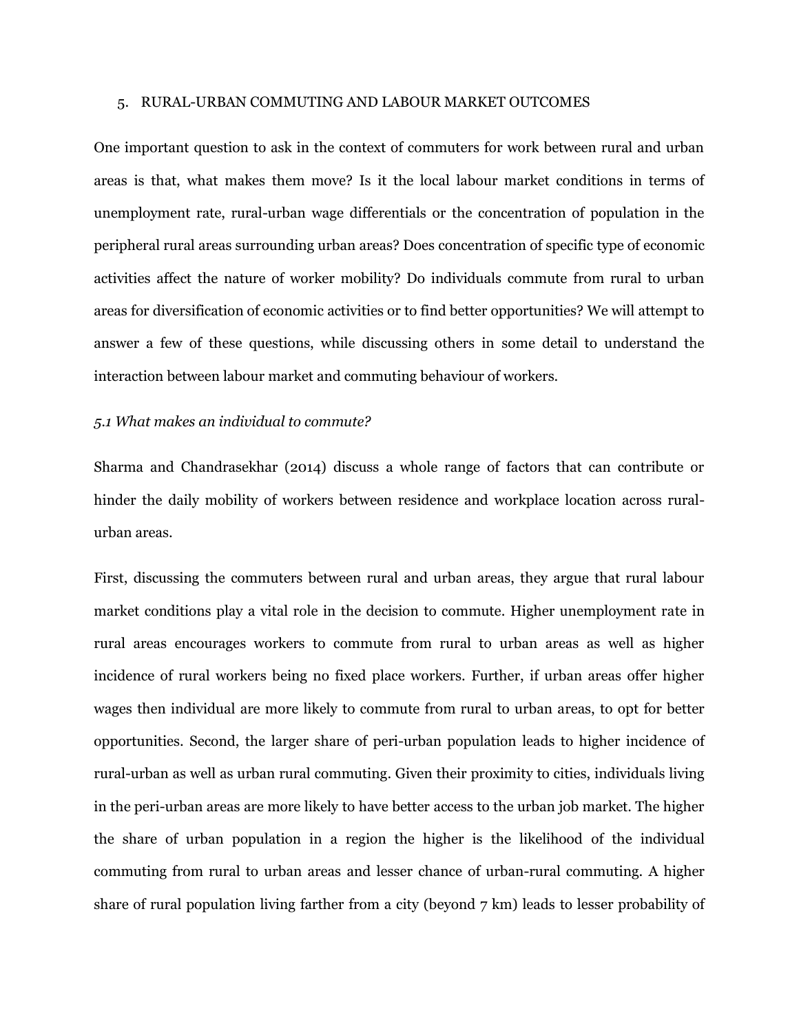## 5. RURAL-URBAN COMMUTING AND LABOUR MARKET OUTCOMES

One important question to ask in the context of commuters for work between rural and urban areas is that, what makes them move? Is it the local labour market conditions in terms of unemployment rate, rural-urban wage differentials or the concentration of population in the peripheral rural areas surrounding urban areas? Does concentration of specific type of economic activities affect the nature of worker mobility? Do individuals commute from rural to urban areas for diversification of economic activities or to find better opportunities? We will attempt to answer a few of these questions, while discussing others in some detail to understand the interaction between labour market and commuting behaviour of workers.

### *5.1 What makes an individual to commute?*

Sharma and Chandrasekhar (2014) discuss a whole range of factors that can contribute or hinder the daily mobility of workers between residence and workplace location across rural-urban areas.

First, discussing the commuters between rural and urban areas, they argue that rural labour market conditions play a vital role in the decision to commute. Higher unemployment rate in rural areas encourages workers to commute from rural to urban areas as well as higher incidence of rural workers being no fixed place workers. Further, if urban areas offer higher wages then individual are more likely to commute from rural to urban areas, to opt for better opportunities. Second, the larger share of peri-urban population leads to higher incidence of rural-urban as well as urban rural commuting. Given their proximity to cities, individuals living in the peri-urban areas are more likely to have better access to the urban job market. The higher the share of urban population in a region the higher is the likelihood of the individual commuting from rural to urban areas and lesser chance of urban-rural commuting. A higher share of rural population living farther from a city (beyond 7 km) leads to lesser probability of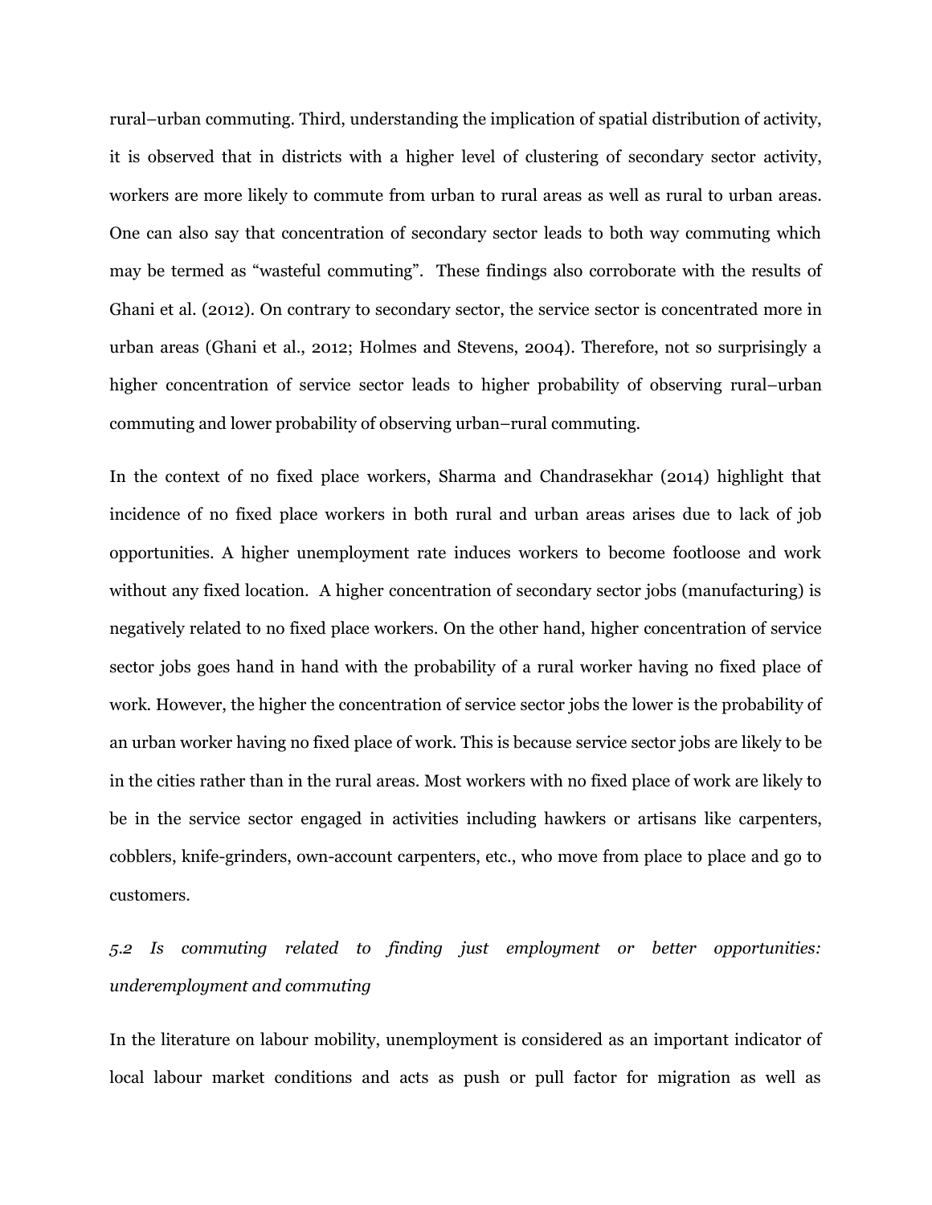rural–urban commuting. Third, understanding the implication of spatial distribution of activity, it is observed that in districts with a higher level of clustering of secondary sector activity, workers are more likely to commute from urban to rural areas as well as rural to urban areas. One can also say that concentration of secondary sector leads to both way commuting which may be termed as "wasteful commuting". These findings also corroborate with the results of Ghani et al. (2012). On contrary to secondary sector, the service sector is concentrated more in urban areas (Ghani et al., 2012; Holmes and Stevens, 2004). Therefore, not so surprisingly a higher concentration of service sector leads to higher probability of observing rural–urban commuting and lower probability of observing urban–rural commuting.

In the context of no fixed place workers, Sharma and Chandrasekhar (2014) highlight that incidence of no fixed place workers in both rural and urban areas arises due to lack of job opportunities. A higher unemployment rate induces workers to become footloose and work without any fixed location. A higher concentration of secondary sector jobs (manufacturing) is negatively related to no fixed place workers. On the other hand, higher concentration of service sector jobs goes hand in hand with the probability of a rural worker having no fixed place of work. However, the higher the concentration of service sector jobs the lower is the probability of an urban worker having no fixed place of work. This is because service sector jobs are likely to be in the cities rather than in the rural areas. Most workers with no fixed place of work are likely to be in the service sector engaged in activities including hawkers or artisans like carpenters, cobblers, knife-grinders, own-account carpenters, etc., who move from place to place and go to customers.

### *5.2 Is commuting related to finding just employment or better opportunities: underemployment and commuting*

In the literature on labour mobility, unemployment is considered as an important indicator of local labour market conditions and acts as push or pull factor for migration as well as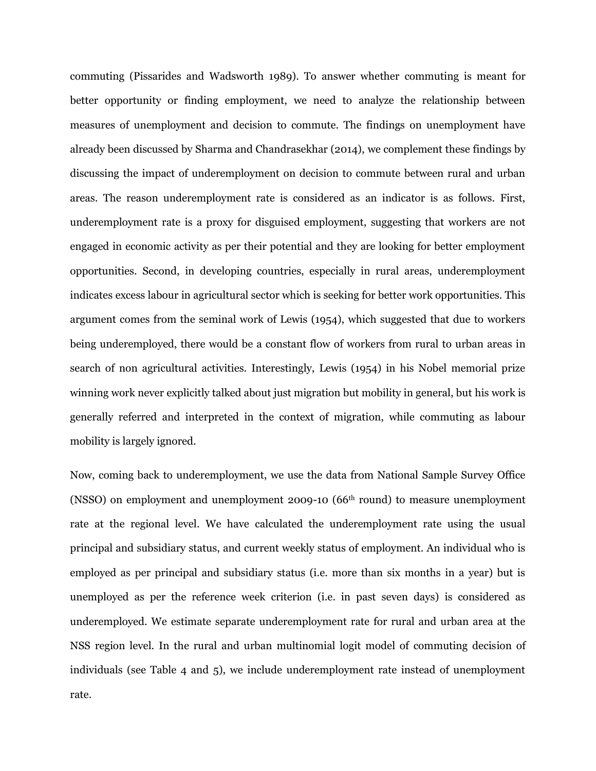commuting (Pissarides and Wadsworth 1989). To answer whether commuting is meant for better opportunity or finding employment, we need to analyze the relationship between measures of unemployment and decision to commute. The findings on unemployment have already been discussed by Sharma and Chandrasekhar (2014), we complement these findings by discussing the impact of underemployment on decision to commute between rural and urban areas. The reason underemployment rate is considered as an indicator is as follows. First, underemployment rate is a proxy for disguised employment, suggesting that workers are not engaged in economic activity as per their potential and they are looking for better employment opportunities. Second, in developing countries, especially in rural areas, underemployment indicates excess labour in agricultural sector which is seeking for better work opportunities. This argument comes from the seminal work of Lewis (1954), which suggested that due to workers being underemployed, there would be a constant flow of workers from rural to urban areas in search of non agricultural activities. Interestingly, Lewis (1954) in his Nobel memorial prize winning work never explicitly talked about just migration but mobility in general, but his work is generally referred and interpreted in the context of migration, while commuting as labour mobility is largely ignored.

Now, coming back to underemployment, we use the data from National Sample Survey Office (NSSO) on employment and unemployment 2009-10 (66th round) to measure unemployment rate at the regional level. We have calculated the underemployment rate using the usual principal and subsidiary status, and current weekly status of employment. An individual who is employed as per principal and subsidiary status (i.e. more than six months in a year) but is unemployed as per the reference week criterion (i.e. in past seven days) is considered as underemployed. We estimate separate underemployment rate for rural and urban area at the NSS region level. In the rural and urban multinomial logit model of commuting decision of individuals (see Table 4 and 5), we include underemployment rate instead of unemployment rate.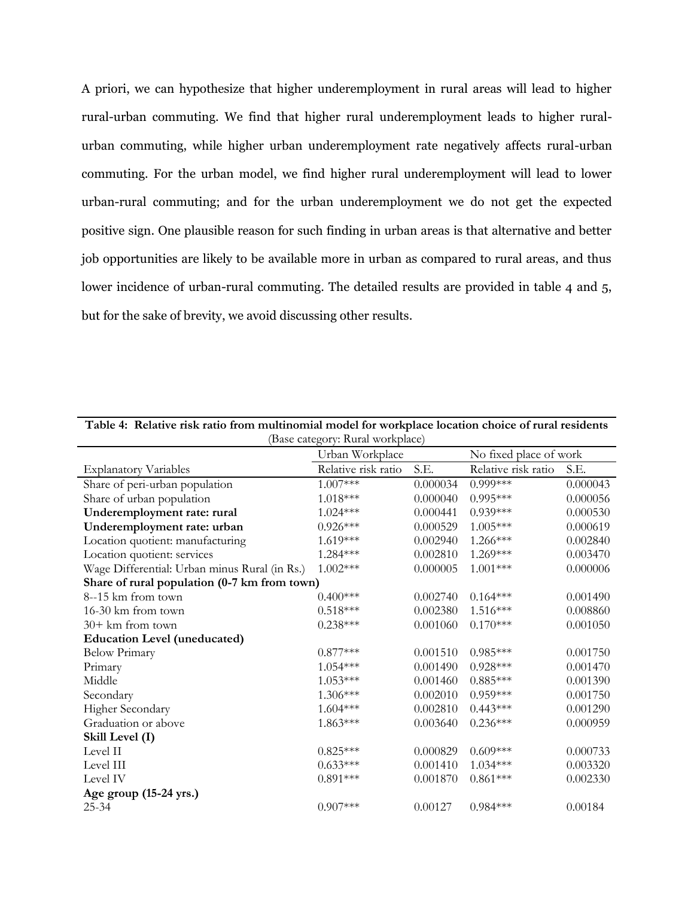A priori, we can hypothesize that higher underemployment in rural areas will lead to higher rural-urban commuting. We find that higher rural underemployment leads to higher rural-urban commuting, while higher urban underemployment rate negatively affects rural-urban commuting. For the urban model, we find higher rural underemployment will lead to lower urban-rural commuting; and for the urban underemployment we do not get the expected positive sign. One plausible reason for such finding in urban areas is that alternative and better job opportunities are likely to be available more in urban as compared to rural areas, and thus lower incidence of urban-rural commuting. The detailed results are provided in table 4 and 5, but for the sake of brevity, we avoid discussing other results.

**Table 4: Relative risk ratio from multinomial model for workplace location choice of rural residents**
(Base category: Rural workplace)

| | Urban Workplace | | No fixed place of work | |
|---|---|---|---|---|
| Explanatory Variables | Relative risk ratio | S.E. | Relative risk ratio | S.E. |
| Share of peri-urban population | 1.007*** | 0.000034 | 0.999*** | 0.000043 |
| Share of urban population | 1.018*** | 0.000040 | 0.995*** | 0.000056 |
| **Underemployment rate: rural** | 1.024*** | 0.000441 | 0.939*** | 0.000530 |
| **Underemployment rate: urban** | 0.926*** | 0.000529 | 1.005*** | 0.000619 |
| Location quotient: manufacturing | 1.619*** | 0.002940 | 1.266*** | 0.002840 |
| Location quotient: services | 1.284*** | 0.002810 | 1.269*** | 0.003470 |
| Wage Differential: Urban minus Rural (in Rs.) | 1.002*** | 0.000005 | 1.001*** | 0.000006 |
| **Share of rural population (0-7 km from town)** | | | | |
| 8--15 km from town | 0.400*** | 0.002740 | 0.164*** | 0.001490 |
| 16-30 km from town | 0.518*** | 0.002380 | 1.516*** | 0.008860 |
| 30+ km from town | 0.238*** | 0.001060 | 0.170*** | 0.001050 |
| **Education Level (uneducated)** | | | | |
| Below Primary | 0.877*** | 0.001510 | 0.985*** | 0.001750 |
| Primary | 1.054*** | 0.001490 | 0.928*** | 0.001470 |
| Middle | 1.053*** | 0.001460 | 0.885*** | 0.001390 |
| Secondary | 1.306*** | 0.002010 | 0.959*** | 0.001750 |
| Higher Secondary | 1.604*** | 0.002810 | 0.443*** | 0.001290 |
| Graduation or above | 1.863*** | 0.003640 | 0.236*** | 0.000959 |
| **Skill Level (I)** | | | | |
| Level II | 0.825*** | 0.000829 | 0.609*** | 0.000733 |
| Level III | 0.633*** | 0.001410 | 1.034*** | 0.003320 |
| Level IV | 0.891*** | 0.001870 | 0.861*** | 0.002330 |
| **Age group (15-24 yrs.)** | | | | |
| 25-34 | 0.907*** | 0.00127 | 0.984*** | 0.00184 |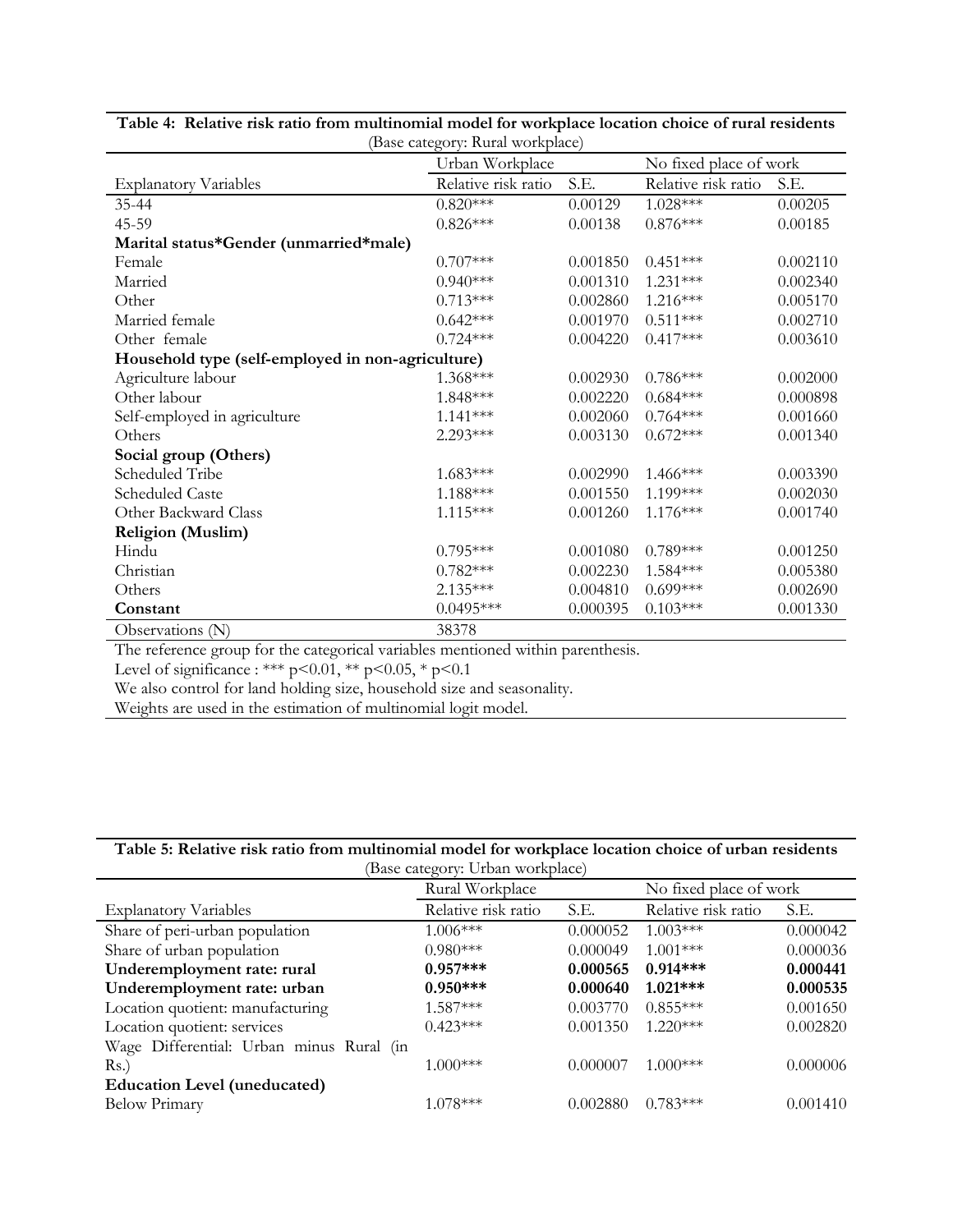**Table 4: Relative risk ratio from multinomial model for workplace location choice of rural residents**

(Base category: Rural workplace)

| | Urban Workplace | | No fixed place of work | |
|---|---|---|---|---|
| Explanatory Variables | Relative risk ratio | S.E. | Relative risk ratio | S.E. |
| 35-44 | 0.820*** | 0.00129 | 1.028*** | 0.00205 |
| 45-59 | 0.826*** | 0.00138 | 0.876*** | 0.00185 |
| **Marital status*Gender (unmarried*male)** | | | | |
| Female | 0.707*** | 0.001850 | 0.451*** | 0.002110 |
| Married | 0.940*** | 0.001310 | 1.231*** | 0.002340 |
| Other | 0.713*** | 0.002860 | 1.216*** | 0.005170 |
| Married female | 0.642*** | 0.001970 | 0.511*** | 0.002710 |
| Other female | 0.724*** | 0.004220 | 0.417*** | 0.003610 |
| **Household type (self-employed in non-agriculture)** | | | | |
| Agriculture labour | 1.368*** | 0.002930 | 0.786*** | 0.002000 |
| Other labour | 1.848*** | 0.002220 | 0.684*** | 0.000898 |
| Self-employed in agriculture | 1.141*** | 0.002060 | 0.764*** | 0.001660 |
| Others | 2.293*** | 0.003130 | 0.672*** | 0.001340 |
| **Social group (Others)** | | | | |
| Scheduled Tribe | 1.683*** | 0.002990 | 1.466*** | 0.003390 |
| Scheduled Caste | 1.188*** | 0.001550 | 1.199*** | 0.002030 |
| Other Backward Class | 1.115*** | 0.001260 | 1.176*** | 0.001740 |
| **Religion (Muslim)** | | | | |
| Hindu | 0.795*** | 0.001080 | 0.789*** | 0.001250 |
| Christian | 0.782*** | 0.002230 | 1.584*** | 0.005380 |
| Others | 2.135*** | 0.004810 | 0.699*** | 0.002690 |
| **Constant** | 0.0495*** | 0.000395 | 0.103*** | 0.001330 |
| Observations (N) | 38378 | | | |

The reference group for the categorical variables mentioned within parenthesis.

Level of significance : *** p<0.01, ** p<0.05, * p<0.1

We also control for land holding size, household size and seasonality.

Weights are used in the estimation of multinomial logit model.

**Table 5: Relative risk ratio from multinomial model for workplace location choice of urban residents**

(Base category: Urban workplace)

| | Rural Workplace | | No fixed place of work | |
|---|---|---|---|---|
| Explanatory Variables | Relative risk ratio | S.E. | Relative risk ratio | S.E. |
| Share of peri-urban population | 1.006*** | 0.000052 | 1.003*** | 0.000042 |
| Share of urban population | 0.980*** | 0.000049 | 1.001*** | 0.000036 |
| **Underemployment rate: rural** | **0.957*** ** | **0.000565** | **0.914*** ** | **0.000441** |
| **Underemployment rate: urban** | **0.950*** ** | **0.000640** | **1.021*** ** | **0.000535** |
| Location quotient: manufacturing | 1.587*** | 0.003770 | 0.855*** | 0.001650 |
| Location quotient: services | 0.423*** | 0.001350 | 1.220*** | 0.002820 |
| Wage Differential: Urban minus Rural (in Rs.) | 1.000*** | 0.000007 | 1.000*** | 0.000006 |
| **Education Level (uneducated)** | | | | |
| Below Primary | 1.078*** | 0.002880 | 0.783*** | 0.001410 |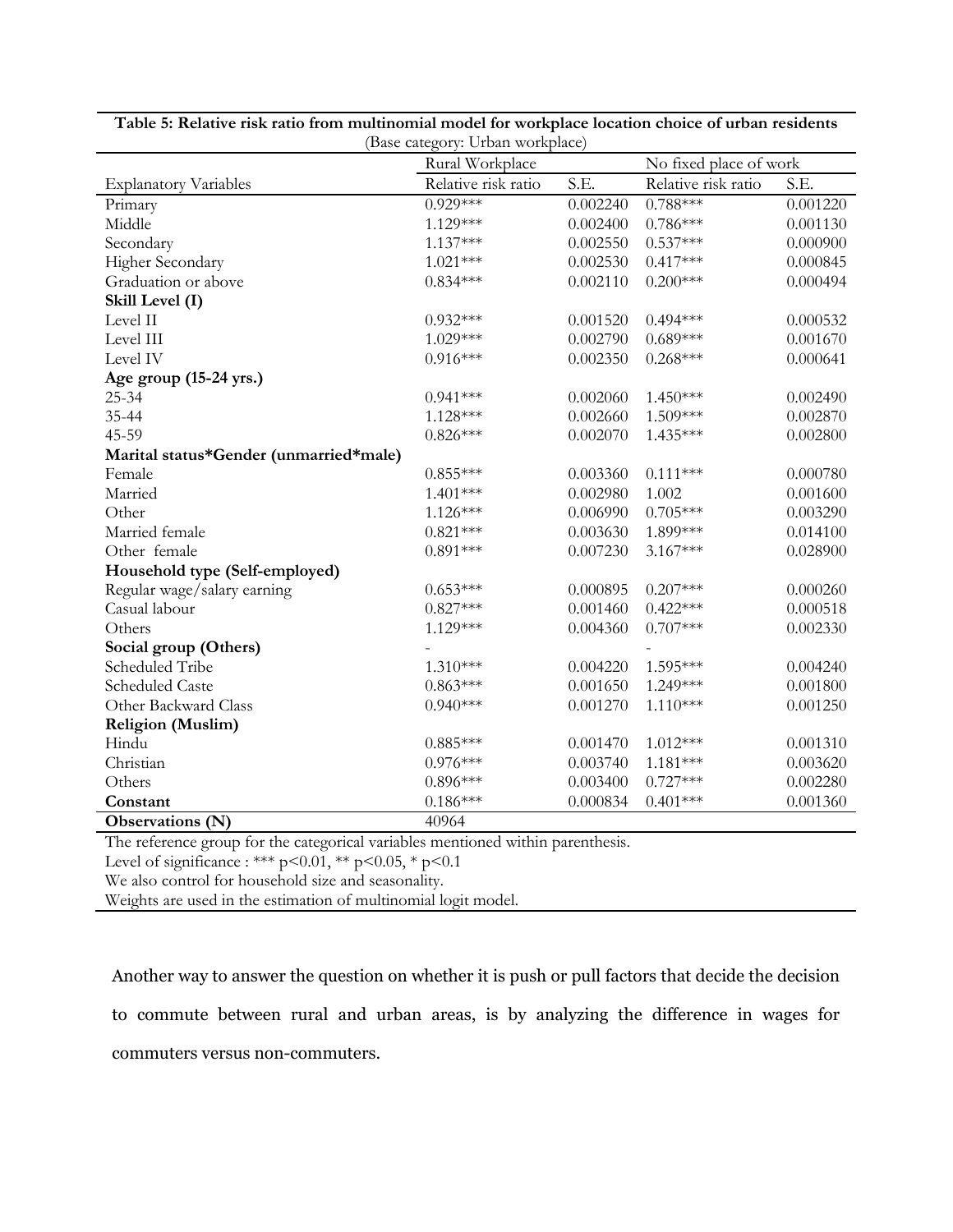**Table 5: Relative risk ratio from multinomial model for workplace location choice of urban residents**
(Base category: Urban workplace)

| | Rural Workplace | | No fixed place of work | |
|---|---|---|---|---|
| Explanatory Variables | Relative risk ratio | S.E. | Relative risk ratio | S.E. |
| Primary | 0.929*** | 0.002240 | 0.788*** | 0.001220 |
| Middle | 1.129*** | 0.002400 | 0.786*** | 0.001130 |
| Secondary | 1.137*** | 0.002550 | 0.537*** | 0.000900 |
| Higher Secondary | 1.021*** | 0.002530 | 0.417*** | 0.000845 |
| Graduation or above | 0.834*** | 0.002110 | 0.200*** | 0.000494 |
| **Skill Level (I)** | | | | |
| Level II | 0.932*** | 0.001520 | 0.494*** | 0.000532 |
| Level III | 1.029*** | 0.002790 | 0.689*** | 0.001670 |
| Level IV | 0.916*** | 0.002350 | 0.268*** | 0.000641 |
| **Age group (15-24 yrs.)** | | | | |
| 25-34 | 0.941*** | 0.002060 | 1.450*** | 0.002490 |
| 35-44 | 1.128*** | 0.002660 | 1.509*** | 0.002870 |
| 45-59 | 0.826*** | 0.002070 | 1.435*** | 0.002800 |
| **Marital status*Gender (unmarried*male)** | | | | |
| Female | 0.855*** | 0.003360 | 0.111*** | 0.000780 |
| Married | 1.401*** | 0.002980 | 1.002 | 0.001600 |
| Other | 1.126*** | 0.006990 | 0.705*** | 0.003290 |
| Married female | 0.821*** | 0.003630 | 1.899*** | 0.014100 |
| Other female | 0.891*** | 0.007230 | 3.167*** | 0.028900 |
| **Household type (Self-employed)** | | | | |
| Regular wage/salary earning | 0.653*** | 0.000895 | 0.207*** | 0.000260 |
| Casual labour | 0.827*** | 0.001460 | 0.422*** | 0.000518 |
| Others | 1.129*** | 0.004360 | 0.707*** | 0.002330 |
| **Social group (Others)** | - | | - | |
| Scheduled Tribe | 1.310*** | 0.004220 | 1.595*** | 0.004240 |
| Scheduled Caste | 0.863*** | 0.001650 | 1.249*** | 0.001800 |
| Other Backward Class | 0.940*** | 0.001270 | 1.110*** | 0.001250 |
| **Religion (Muslim)** | | | | |
| Hindu | 0.885*** | 0.001470 | 1.012*** | 0.001310 |
| Christian | 0.976*** | 0.003740 | 1.181*** | 0.003620 |
| Others | 0.896*** | 0.003400 | 0.727*** | 0.002280 |
| **Constant** | 0.186*** | 0.000834 | 0.401*** | 0.001360 |
| **Observations (N)** | 40964 | | | |

The reference group for the categorical variables mentioned within parenthesis.
Level of significance : *** p<0.01, ** p<0.05, * p<0.1
We also control for household size and seasonality.
Weights are used in the estimation of multinomial logit model.

Another way to answer the question on whether it is push or pull factors that decide the decision to commute between rural and urban areas, is by analyzing the difference in wages for commuters versus non-commuters.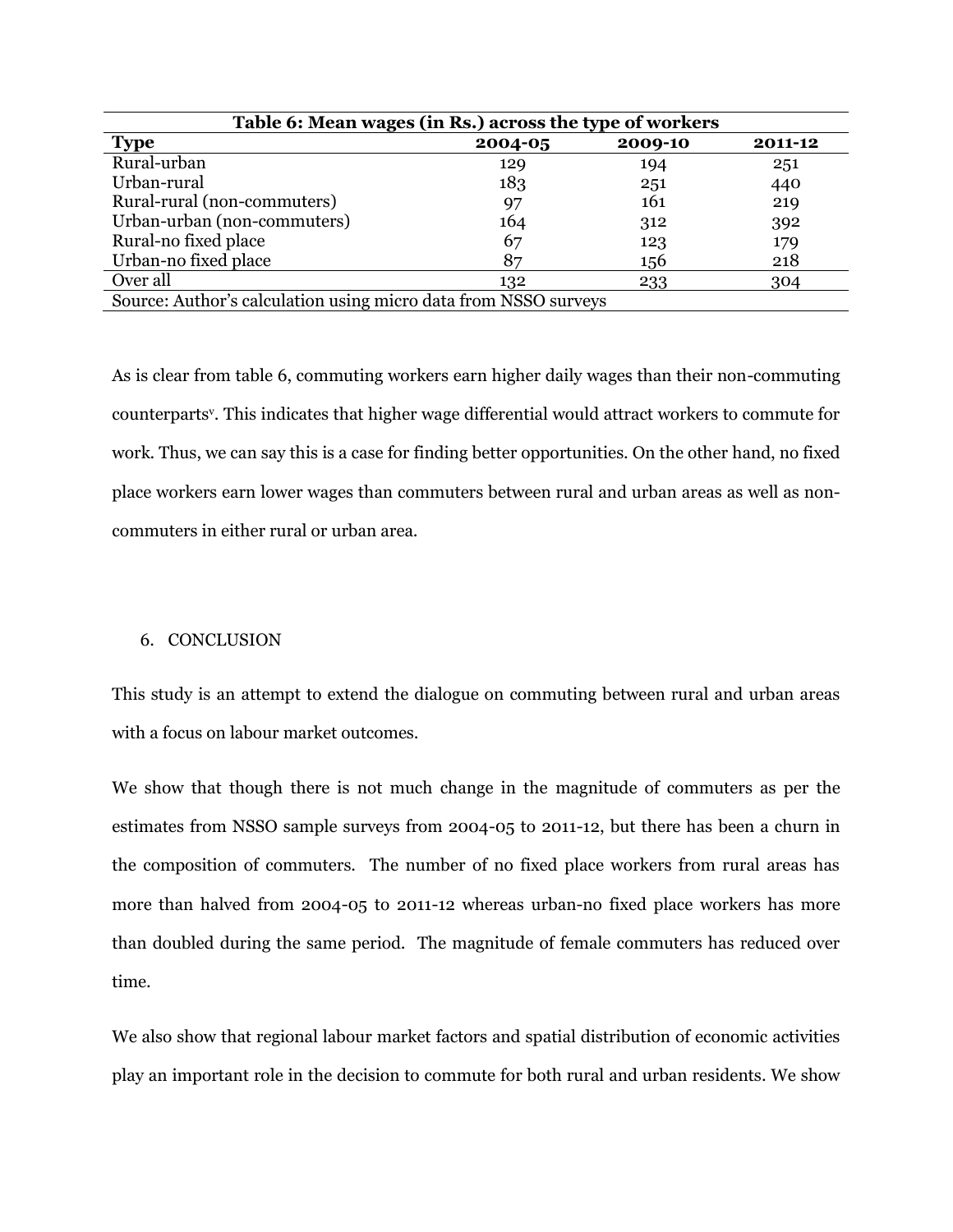**Table 6: Mean wages (in Rs.) across the type of workers**

| Type | 2004-05 | 2009-10 | 2011-12 |
| --- | --- | --- | --- |
| Rural-urban | 129 | 194 | 251 |
| Urban-rural | 183 | 251 | 440 |
| Rural-rural (non-commuters) | 97 | 161 | 219 |
| Urban-urban (non-commuters) | 164 | 312 | 392 |
| Rural-no fixed place | 67 | 123 | 179 |
| Urban-no fixed place | 87 | 156 | 218 |
| Over all | 132 | 233 | 304 |

Source: Author's calculation using micro data from NSSO surveys

As is clear from table 6, commuting workers earn higher daily wages than their non-commuting counterparts[v]. This indicates that higher wage differential would attract workers to commute for work. Thus, we can say this is a case for finding better opportunities. On the other hand, no fixed place workers earn lower wages than commuters between rural and urban areas as well as non-commuters in either rural or urban area.

## 6. CONCLUSION

This study is an attempt to extend the dialogue on commuting between rural and urban areas with a focus on labour market outcomes.

We show that though there is not much change in the magnitude of commuters as per the estimates from NSSO sample surveys from 2004-05 to 2011-12, but there has been a churn in the composition of commuters. The number of no fixed place workers from rural areas has more than halved from 2004-05 to 2011-12 whereas urban-no fixed place workers has more than doubled during the same period. The magnitude of female commuters has reduced over time.

We also show that regional labour market factors and spatial distribution of economic activities play an important role in the decision to commute for both rural and urban residents. We show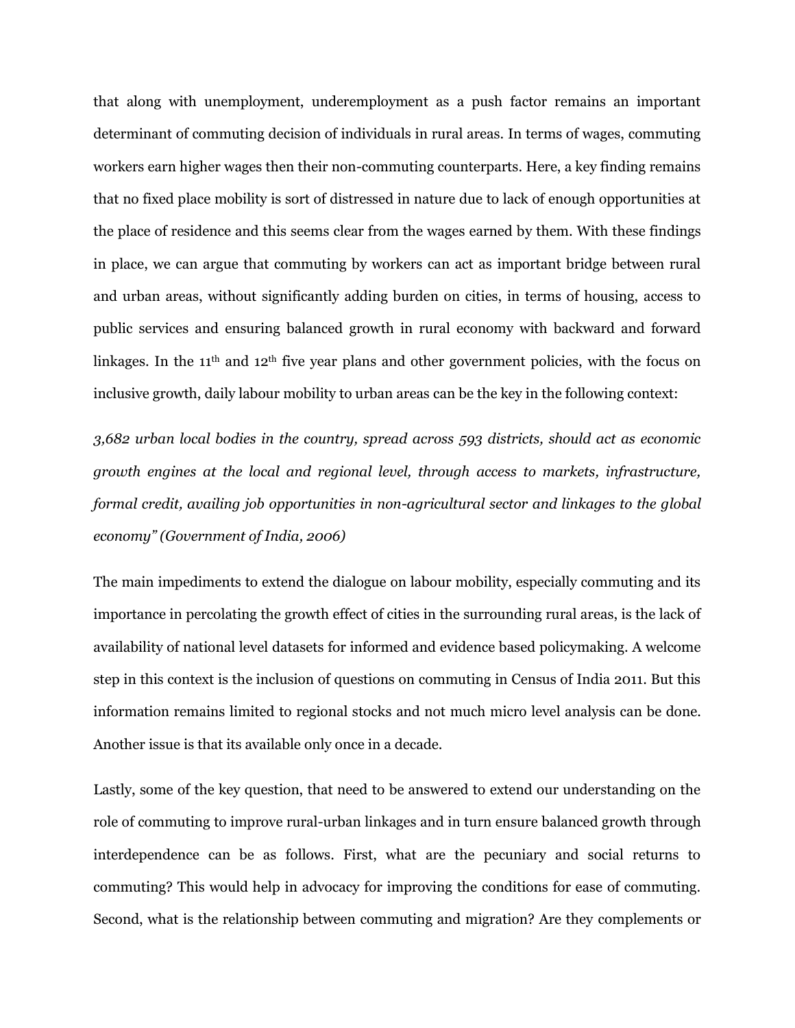that along with unemployment, underemployment as a push factor remains an important determinant of commuting decision of individuals in rural areas. In terms of wages, commuting workers earn higher wages then their non-commuting counterparts. Here, a key finding remains that no fixed place mobility is sort of distressed in nature due to lack of enough opportunities at the place of residence and this seems clear from the wages earned by them. With these findings in place, we can argue that commuting by workers can act as important bridge between rural and urban areas, without significantly adding burden on cities, in terms of housing, access to public services and ensuring balanced growth in rural economy with backward and forward linkages. In the 11th and 12th five year plans and other government policies, with the focus on inclusive growth, daily labour mobility to urban areas can be the key in the following context:

*3,682 urban local bodies in the country, spread across 593 districts, should act as economic growth engines at the local and regional level, through access to markets, infrastructure, formal credit, availing job opportunities in non-agricultural sector and linkages to the global economy" (Government of India, 2006)*

The main impediments to extend the dialogue on labour mobility, especially commuting and its importance in percolating the growth effect of cities in the surrounding rural areas, is the lack of availability of national level datasets for informed and evidence based policymaking. A welcome step in this context is the inclusion of questions on commuting in Census of India 2011. But this information remains limited to regional stocks and not much micro level analysis can be done. Another issue is that its available only once in a decade.

Lastly, some of the key question, that need to be answered to extend our understanding on the role of commuting to improve rural-urban linkages and in turn ensure balanced growth through interdependence can be as follows. First, what are the pecuniary and social returns to commuting? This would help in advocacy for improving the conditions for ease of commuting. Second, what is the relationship between commuting and migration? Are they complements or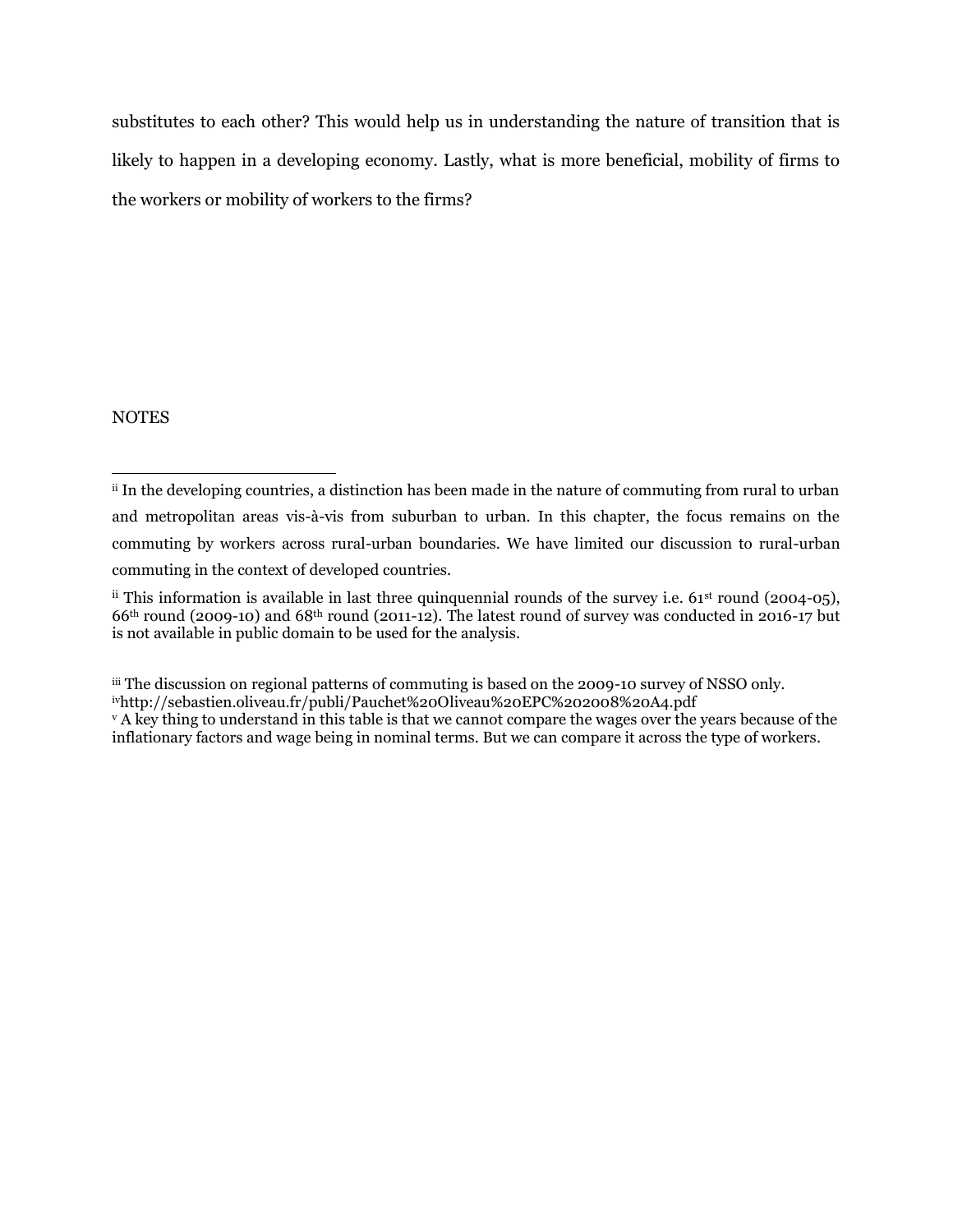substitutes to each other? This would help us in understanding the nature of transition that is likely to happen in a developing economy. Lastly, what is more beneficial, mobility of firms to the workers or mobility of workers to the firms?

NOTES

---

[ii] In the developing countries, a distinction has been made in the nature of commuting from rural to urban and metropolitan areas vis-à-vis from suburban to urban. In this chapter, the focus remains on the commuting by workers across rural-urban boundaries. We have limited our discussion to rural-urban commuting in the context of developed countries.

[ii] This information is available in last three quinquennial rounds of the survey i.e. 61st round (2004-05), 66th round (2009-10) and 68th round (2011-12). The latest round of survey was conducted in 2016-17 but is not available in public domain to be used for the analysis.

[iii] The discussion on regional patterns of commuting is based on the 2009-10 survey of NSSO only.

[iv] http://sebastien.oliveau.fr/publi/Pauchet%20Oliveau%20EPC%202008%20A4.pdf

[v] A key thing to understand in this table is that we cannot compare the wages over the years because of the inflationary factors and wage being in nominal terms. But we can compare it across the type of workers.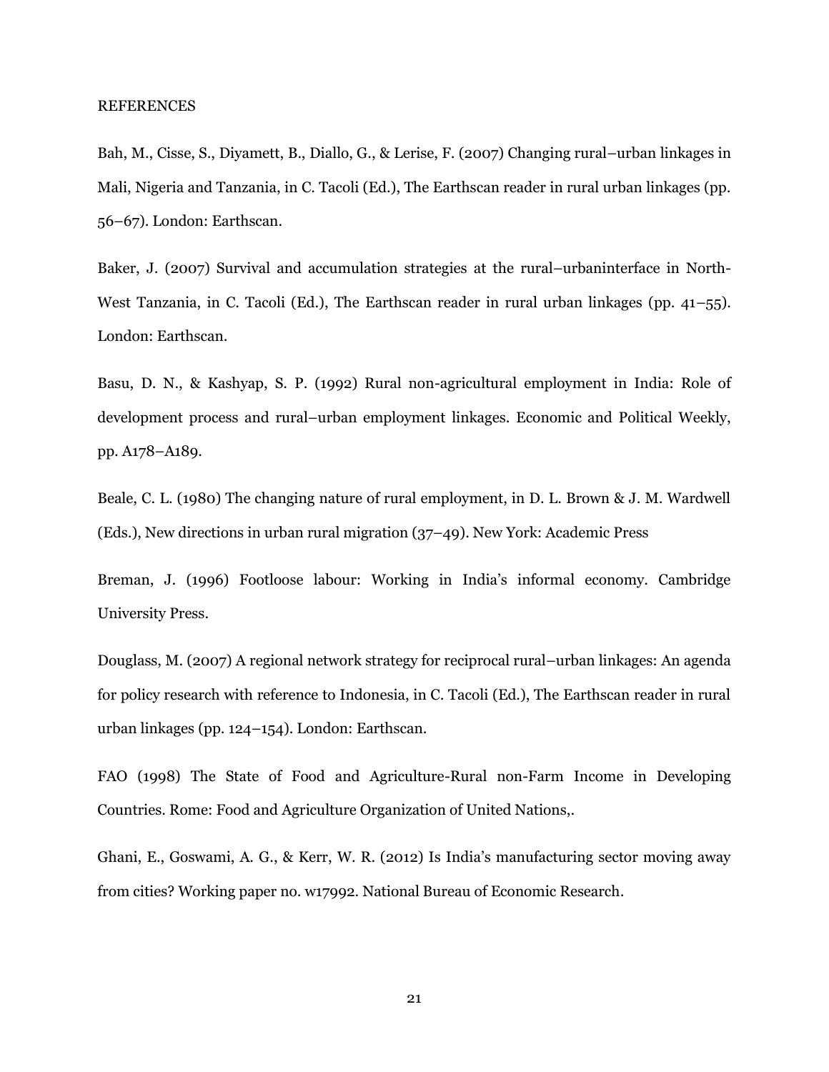REFERENCES

Bah, M., Cisse, S., Diyamett, B., Diallo, G., & Lerise, F. (2007) Changing rural–urban linkages in Mali, Nigeria and Tanzania, in C. Tacoli (Ed.), The Earthscan reader in rural urban linkages (pp. 56–67). London: Earthscan.

Baker, J. (2007) Survival and accumulation strategies at the rural–urbaninterface in North-West Tanzania, in C. Tacoli (Ed.), The Earthscan reader in rural urban linkages (pp. 41–55). London: Earthscan.

Basu, D. N., & Kashyap, S. P. (1992) Rural non-agricultural employment in India: Role of development process and rural–urban employment linkages. Economic and Political Weekly, pp. A178–A189.

Beale, C. L. (1980) The changing nature of rural employment, in D. L. Brown & J. M. Wardwell (Eds.), New directions in urban rural migration (37–49). New York: Academic Press

Breman, J. (1996) Footloose labour: Working in India's informal economy. Cambridge University Press.

Douglass, M. (2007) A regional network strategy for reciprocal rural–urban linkages: An agenda for policy research with reference to Indonesia, in C. Tacoli (Ed.), The Earthscan reader in rural urban linkages (pp. 124–154). London: Earthscan.

FAO (1998) The State of Food and Agriculture-Rural non-Farm Income in Developing Countries. Rome: Food and Agriculture Organization of United Nations,.

Ghani, E., Goswami, A. G., & Kerr, W. R. (2012) Is India's manufacturing sector moving away from cities? Working paper no. w17992. National Bureau of Economic Research.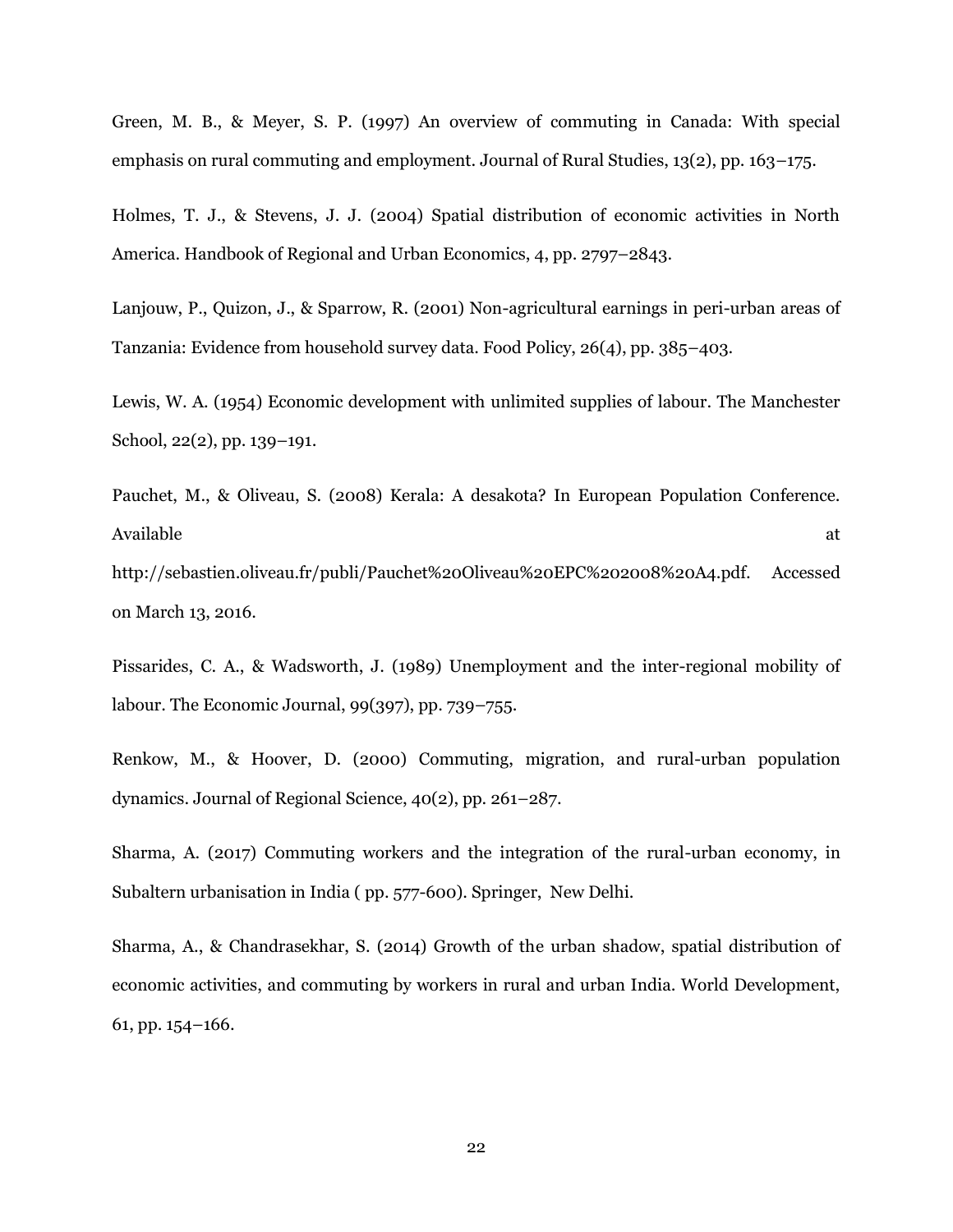Green, M. B., & Meyer, S. P. (1997) An overview of commuting in Canada: With special emphasis on rural commuting and employment. Journal of Rural Studies, 13(2), pp. 163–175.

Holmes, T. J., & Stevens, J. J. (2004) Spatial distribution of economic activities in North America. Handbook of Regional and Urban Economics, 4, pp. 2797–2843.

Lanjouw, P., Quizon, J., & Sparrow, R. (2001) Non-agricultural earnings in peri-urban areas of Tanzania: Evidence from household survey data. Food Policy, 26(4), pp. 385–403.

Lewis, W. A. (1954) Economic development with unlimited supplies of labour. The Manchester School, 22(2), pp. 139–191.

Pauchet, M., & Oliveau, S. (2008) Kerala: A desakota? In European Population Conference. Available at http://sebastien.oliveau.fr/publi/Pauchet%20Oliveau%20EPC%202008%20A4.pdf. Accessed on March 13, 2016.

Pissarides, C. A., & Wadsworth, J. (1989) Unemployment and the inter-regional mobility of labour. The Economic Journal, 99(397), pp. 739–755.

Renkow, M., & Hoover, D. (2000) Commuting, migration, and rural-urban population dynamics. Journal of Regional Science, 40(2), pp. 261–287.

Sharma, A. (2017) Commuting workers and the integration of the rural-urban economy, in Subaltern urbanisation in India ( pp. 577-600). Springer, New Delhi.

Sharma, A., & Chandrasekhar, S. (2014) Growth of the urban shadow, spatial distribution of economic activities, and commuting by workers in rural and urban India. World Development, 61, pp. 154–166.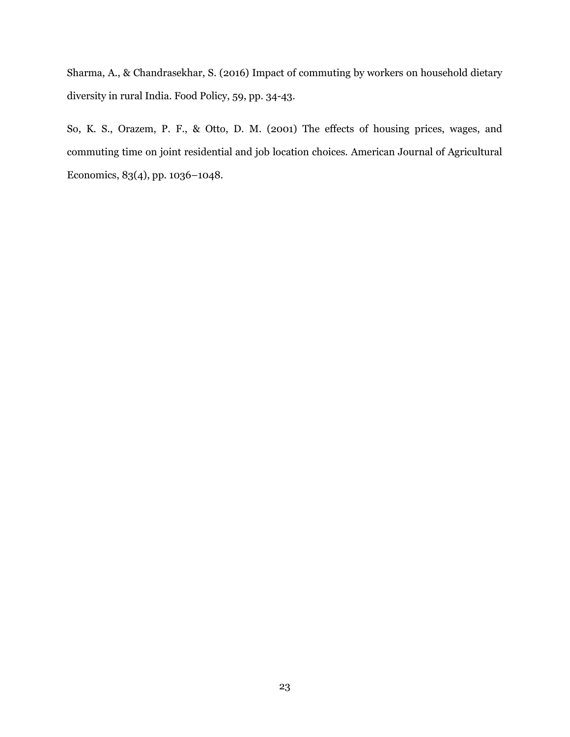Sharma, A., & Chandrasekhar, S. (2016) Impact of commuting by workers on household dietary diversity in rural India. Food Policy, 59, pp. 34-43.

So, K. S., Orazem, P. F., & Otto, D. M. (2001) The effects of housing prices, wages, and commuting time on joint residential and job location choices. American Journal of Agricultural Economics, 83(4), pp. 1036–1048.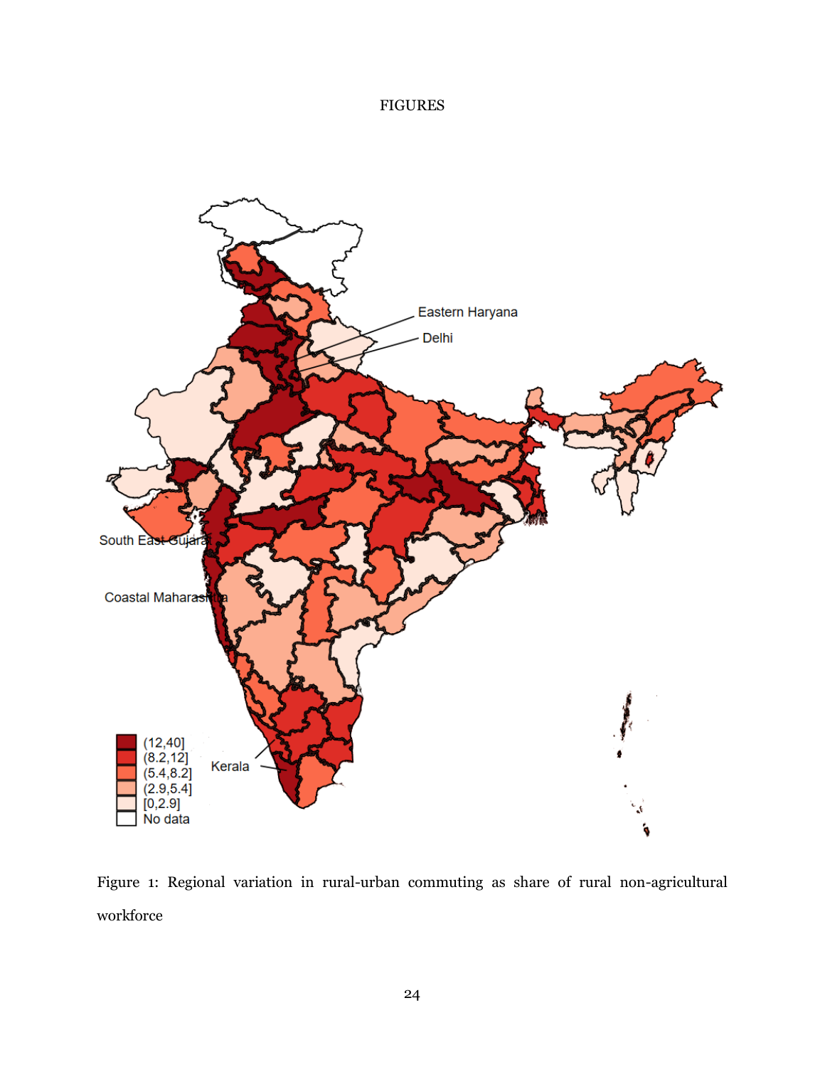FIGURES

Figure 1: Regional variation in rural-urban commuting as share of rural non-agricultural workforce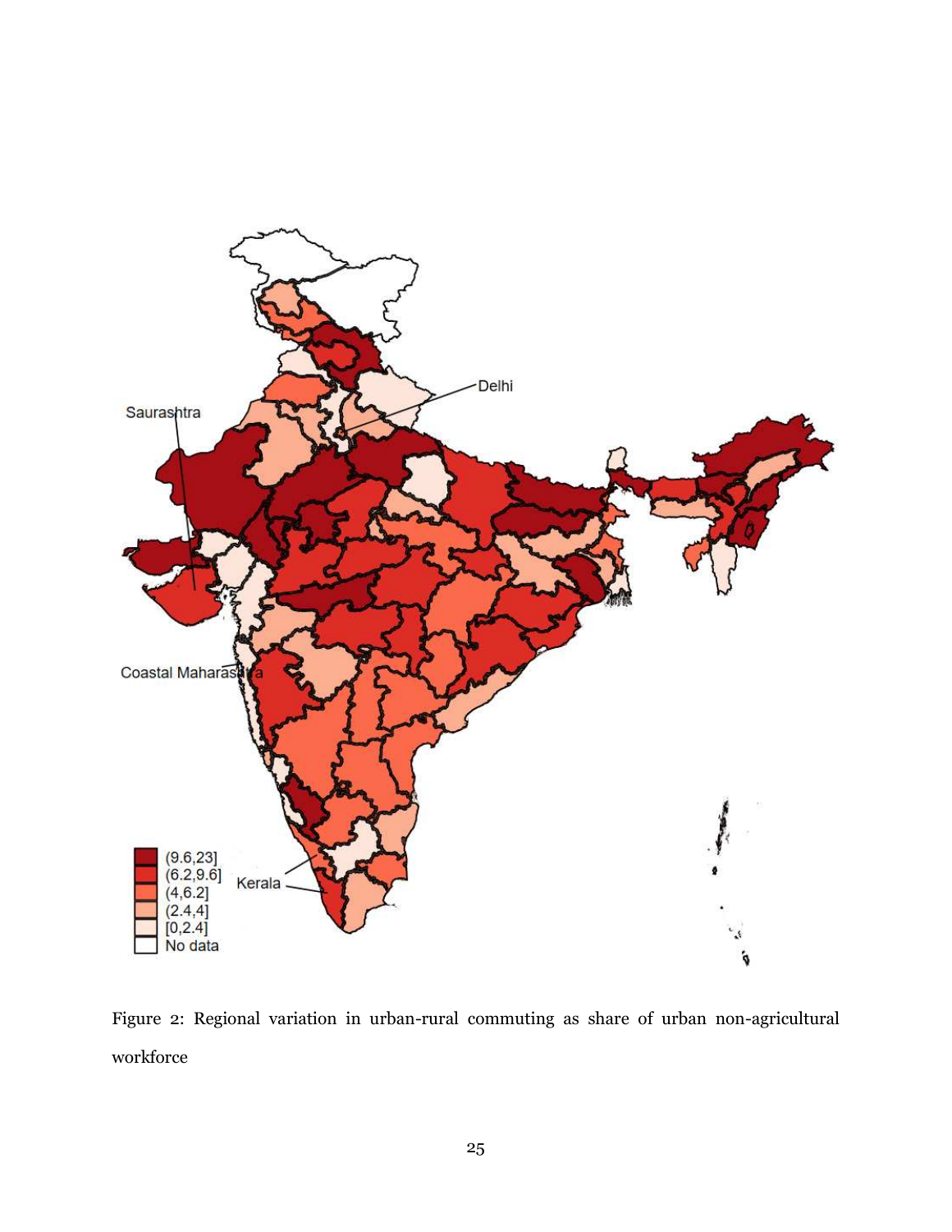Figure 2: Regional variation in urban-rural commuting as share of urban non-agricultural workforce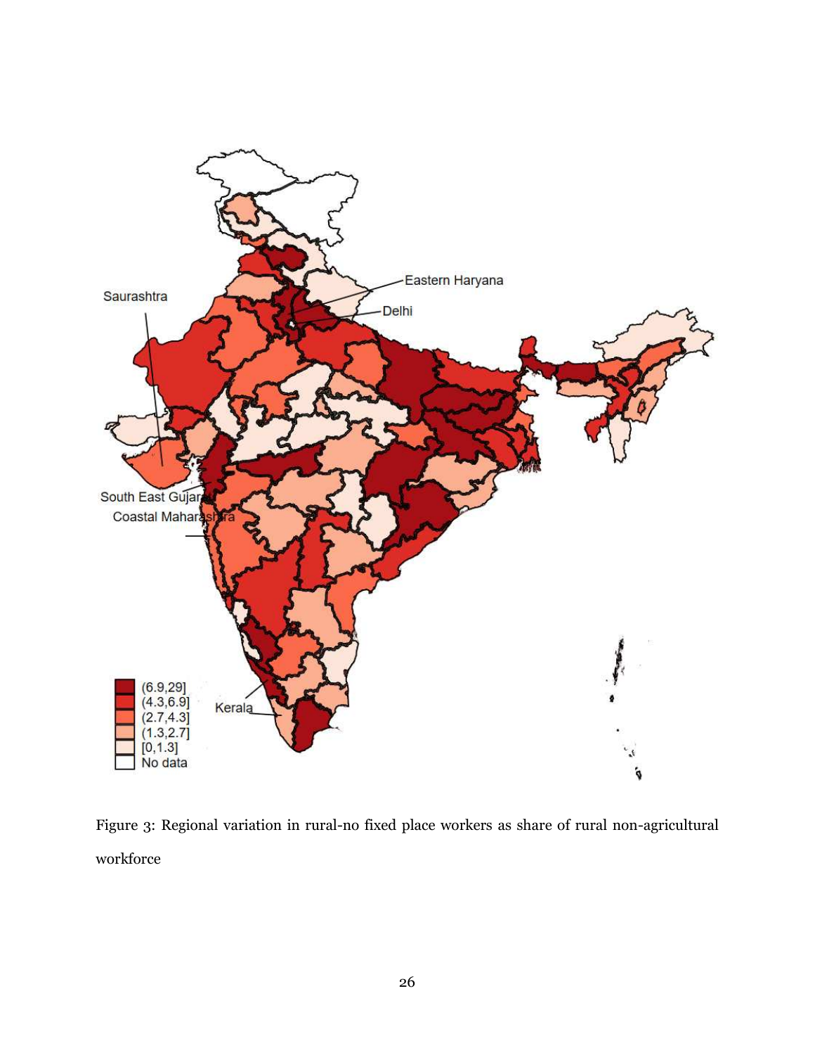Figure 3: Regional variation in rural-no fixed place workers as share of rural non-agricultural workforce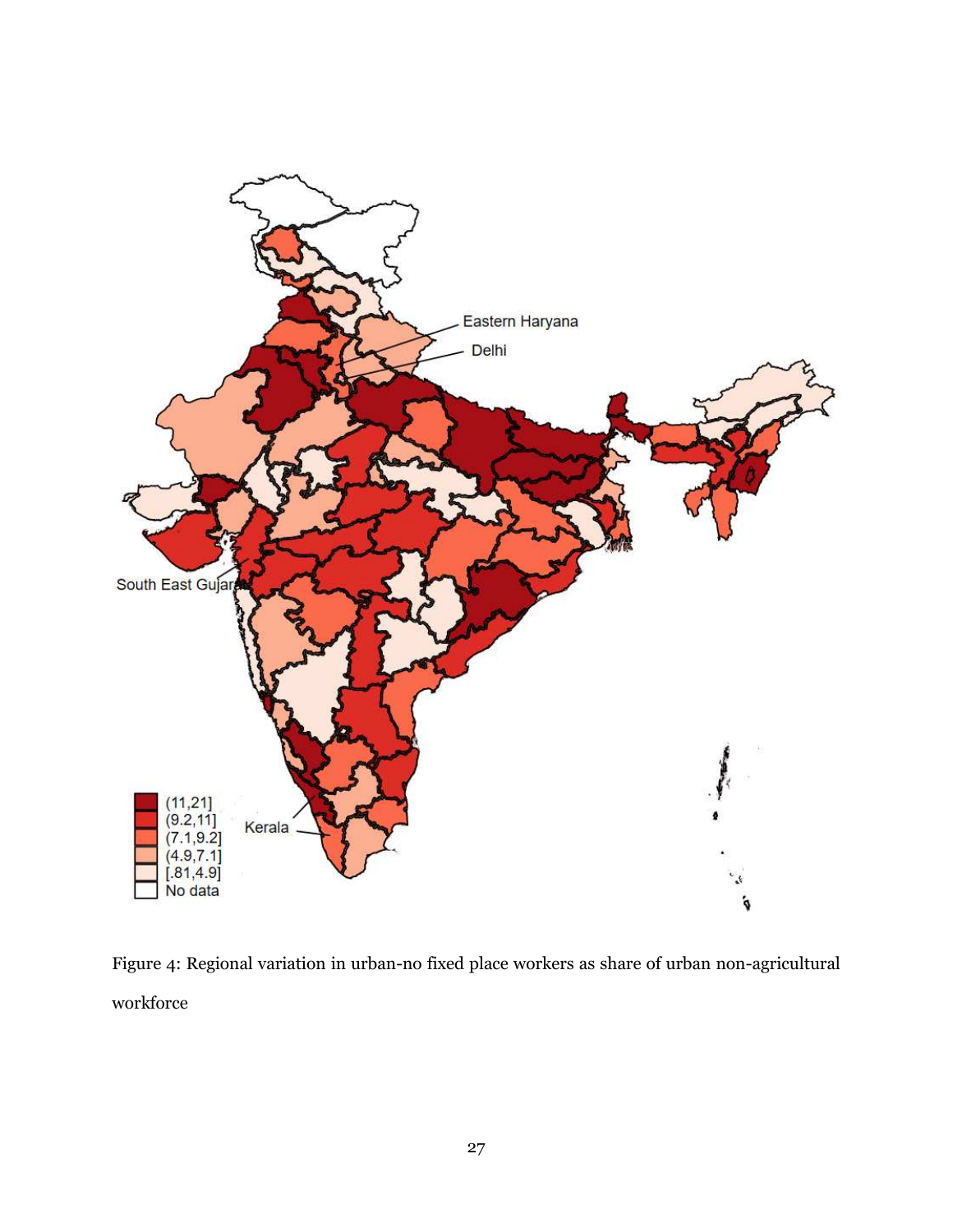Eastern Haryana

Delhi

South East Gujarat

Kerala

(11,21]
(9.2,11]
(7.1,9.2]
(4.9,7.1]
[.81,4.9]
No data

Figure 4: Regional variation in urban-no fixed place workers as share of urban non-agricultural workforce